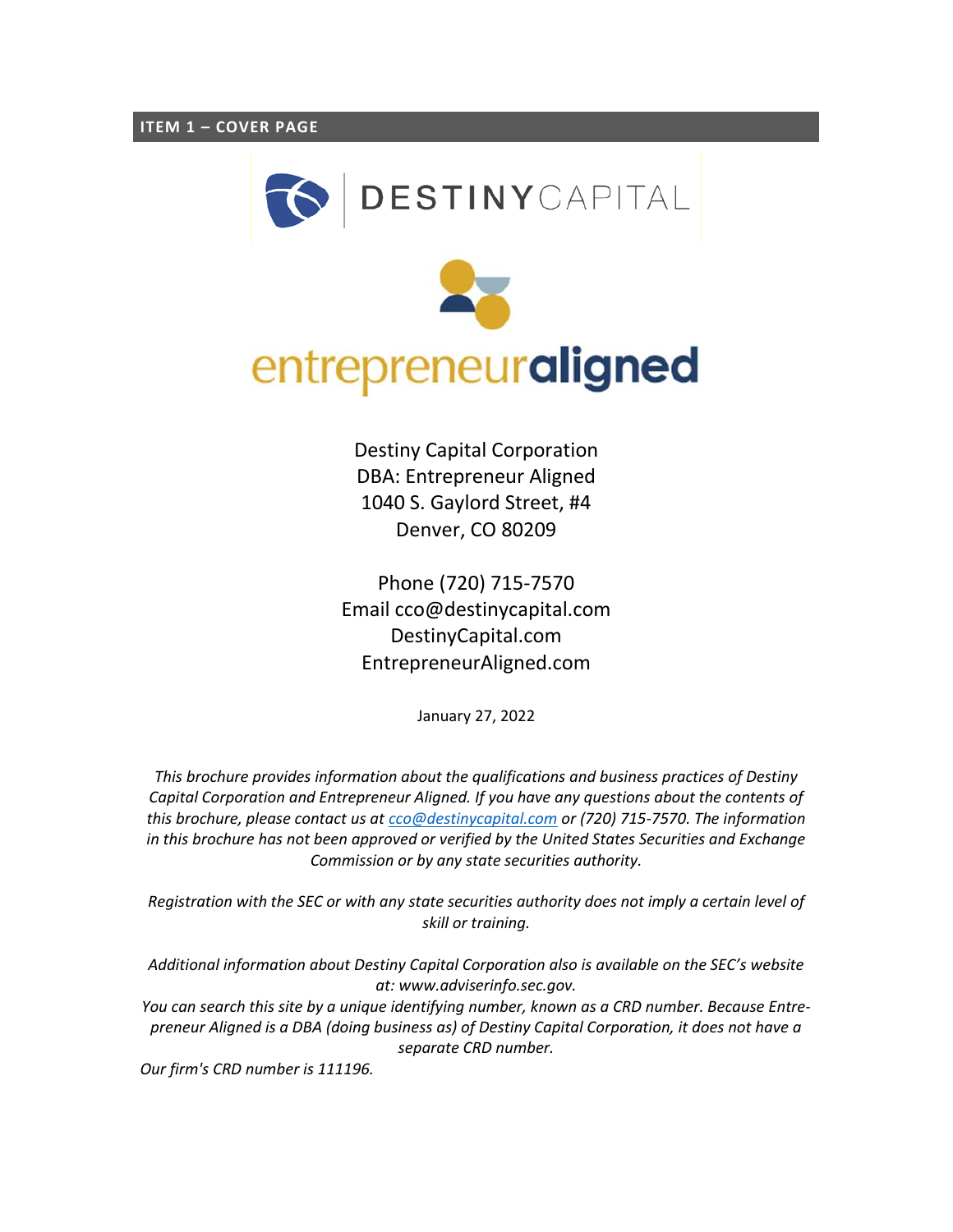## ITEM 1 – COVER PAGE

DESTINY CAPITAL

entrepreneuraligned

Destiny Capital Corporation
DBA: Entrepreneur Aligned
1040 S. Gaylord Street, #4
Denver, CO 80209

Phone (720) 715-7570
Email cco@destinycapital.com
DestinyCapital.com
EntrepreneurAligned.com

January 27, 2022

*This brochure provides information about the qualifications and business practices of Destiny Capital Corporation and Entrepreneur Aligned. If you have any questions about the contents of this brochure, please contact us at cco@destinycapital.com or (720) 715-7570. The information in this brochure has not been approved or verified by the United States Securities and Exchange Commission or by any state securities authority.*

*Registration with the SEC or with any state securities authority does not imply a certain level of skill or training.*

*Additional information about Destiny Capital Corporation also is available on the SEC's website at: www.adviserinfo.sec.gov.*

*You can search this site by a unique identifying number, known as a CRD number. Because Entrepreneur Aligned is a DBA (doing business as) of Destiny Capital Corporation, it does not have a separate CRD number.*

*Our firm's CRD number is 111196.*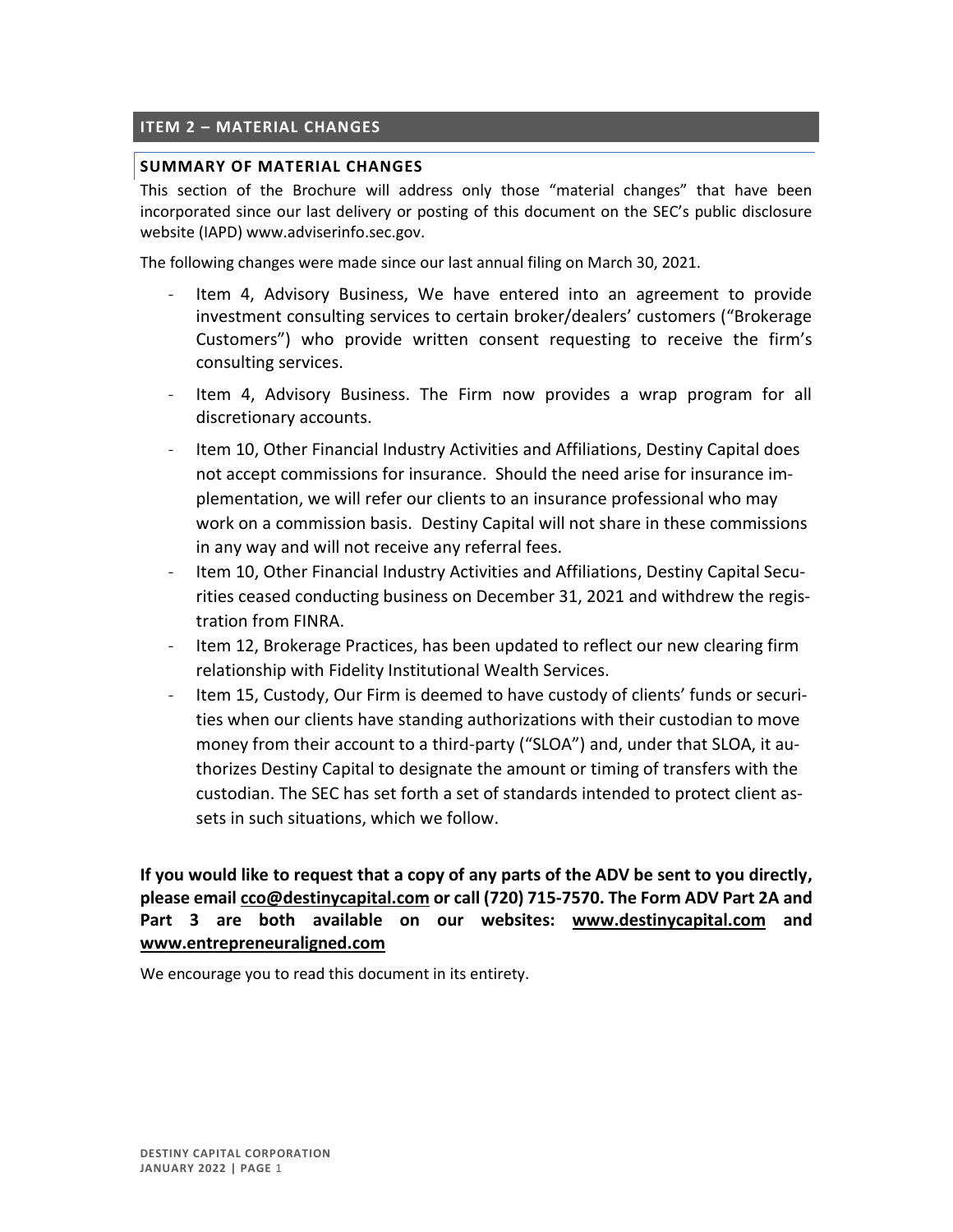## ITEM 2 – MATERIAL CHANGES

### SUMMARY OF MATERIAL CHANGES

This section of the Brochure will address only those "material changes" that have been incorporated since our last delivery or posting of this document on the SEC's public disclosure website (IAPD) www.adviserinfo.sec.gov.

The following changes were made since our last annual filing on March 30, 2021.

- Item 4, Advisory Business, We have entered into an agreement to provide investment consulting services to certain broker/dealers' customers ("Brokerage Customers") who provide written consent requesting to receive the firm's consulting services.
- Item 4, Advisory Business. The Firm now provides a wrap program for all discretionary accounts.
- Item 10, Other Financial Industry Activities and Affiliations, Destiny Capital does not accept commissions for insurance. Should the need arise for insurance implementation, we will refer our clients to an insurance professional who may work on a commission basis. Destiny Capital will not share in these commissions in any way and will not receive any referral fees.
- Item 10, Other Financial Industry Activities and Affiliations, Destiny Capital Securities ceased conducting business on December 31, 2021 and withdrew the registration from FINRA.
- Item 12, Brokerage Practices, has been updated to reflect our new clearing firm relationship with Fidelity Institutional Wealth Services.
- Item 15, Custody, Our Firm is deemed to have custody of clients' funds or securities when our clients have standing authorizations with their custodian to move money from their account to a third-party ("SLOA") and, under that SLOA, it authorizes Destiny Capital to designate the amount or timing of transfers with the custodian. The SEC has set forth a set of standards intended to protect client assets in such situations, which we follow.

**If you would like to request that a copy of any parts of the ADV be sent to you directly, please email cco@destinycapital.com or call (720) 715-7570. The Form ADV Part 2A and Part 3 are both available on our websites: www.destinycapital.com and www.entrepreneuraligned.com**

We encourage you to read this document in its entirety.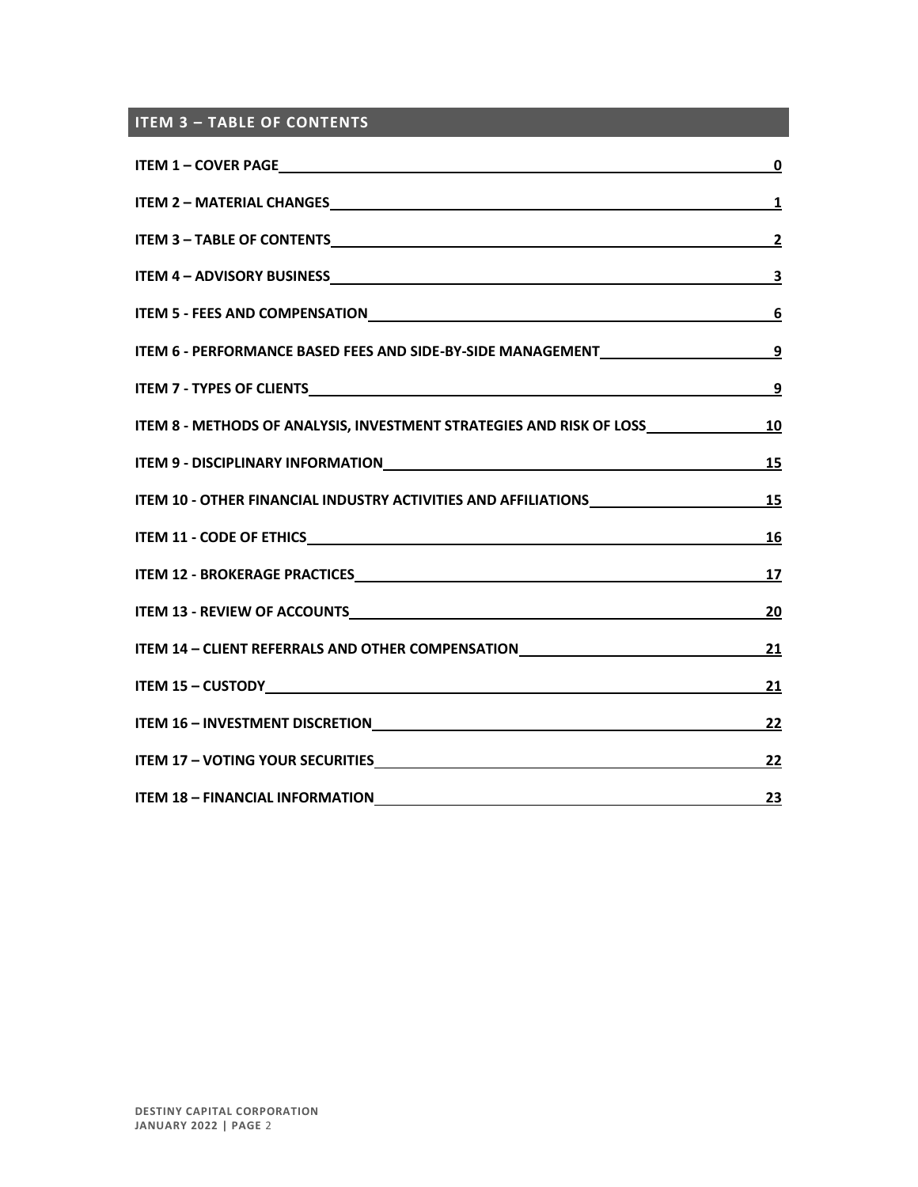## ITEM 3 – TABLE OF CONTENTS

| | |
|---|---|
| **ITEM 1 – COVER PAGE** | **0** |
| **ITEM 2 – MATERIAL CHANGES** | **1** |
| **ITEM 3 – TABLE OF CONTENTS** | **2** |
| **ITEM 4 – ADVISORY BUSINESS** | **3** |
| **ITEM 5 - FEES AND COMPENSATION** | **6** |
| **ITEM 6 - PERFORMANCE BASED FEES AND SIDE-BY-SIDE MANAGEMENT** | **9** |
| **ITEM 7 - TYPES OF CLIENTS** | **9** |
| **ITEM 8 - METHODS OF ANALYSIS, INVESTMENT STRATEGIES AND RISK OF LOSS** | **10** |
| **ITEM 9 - DISCIPLINARY INFORMATION** | **15** |
| **ITEM 10 - OTHER FINANCIAL INDUSTRY ACTIVITIES AND AFFILIATIONS** | **15** |
| **ITEM 11 - CODE OF ETHICS** | **16** |
| **ITEM 12 - BROKERAGE PRACTICES** | **17** |
| **ITEM 13 - REVIEW OF ACCOUNTS** | **20** |
| **ITEM 14 – CLIENT REFERRALS AND OTHER COMPENSATION** | **21** |
| **ITEM 15 – CUSTODY** | **21** |
| **ITEM 16 – INVESTMENT DISCRETION** | **22** |
| **ITEM 17 – VOTING YOUR SECURITIES** | **22** |
| **ITEM 18 – FINANCIAL INFORMATION** | **23** |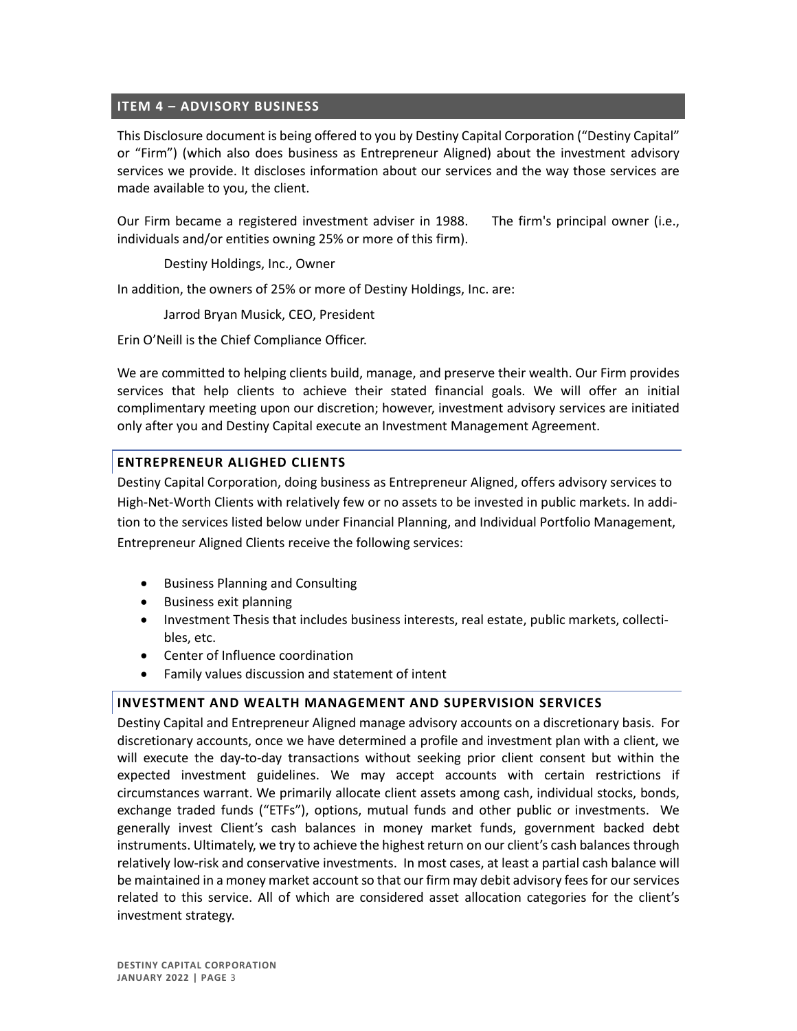## ITEM 4 – ADVISORY BUSINESS

This Disclosure document is being offered to you by Destiny Capital Corporation ("Destiny Capital" or "Firm") (which also does business as Entrepreneur Aligned) about the investment advisory services we provide. It discloses information about our services and the way those services are made available to you, the client.

Our Firm became a registered investment adviser in 1988. The firm's principal owner (i.e., individuals and/or entities owning 25% or more of this firm).

Destiny Holdings, Inc., Owner

In addition, the owners of 25% or more of Destiny Holdings, Inc. are:

Jarrod Bryan Musick, CEO, President

Erin O'Neill is the Chief Compliance Officer.

We are committed to helping clients build, manage, and preserve their wealth. Our Firm provides services that help clients to achieve their stated financial goals. We will offer an initial complimentary meeting upon our discretion; however, investment advisory services are initiated only after you and Destiny Capital execute an Investment Management Agreement.

### ENTREPRENEUR ALIGHED CLIENTS

Destiny Capital Corporation, doing business as Entrepreneur Aligned, offers advisory services to High-Net-Worth Clients with relatively few or no assets to be invested in public markets. In addition to the services listed below under Financial Planning, and Individual Portfolio Management, Entrepreneur Aligned Clients receive the following services:

- Business Planning and Consulting
- Business exit planning
- Investment Thesis that includes business interests, real estate, public markets, collectibles, etc.
- Center of Influence coordination
- Family values discussion and statement of intent

### INVESTMENT AND WEALTH MANAGEMENT AND SUPERVISION SERVICES

Destiny Capital and Entrepreneur Aligned manage advisory accounts on a discretionary basis. For discretionary accounts, once we have determined a profile and investment plan with a client, we will execute the day-to-day transactions without seeking prior client consent but within the expected investment guidelines. We may accept accounts with certain restrictions if circumstances warrant. We primarily allocate client assets among cash, individual stocks, bonds, exchange traded funds ("ETFs"), options, mutual funds and other public or investments. We generally invest Client's cash balances in money market funds, government backed debt instruments. Ultimately, we try to achieve the highest return on our client's cash balances through relatively low-risk and conservative investments. In most cases, at least a partial cash balance will be maintained in a money market account so that our firm may debit advisory fees for our services related to this service. All of which are considered asset allocation categories for the client's investment strategy.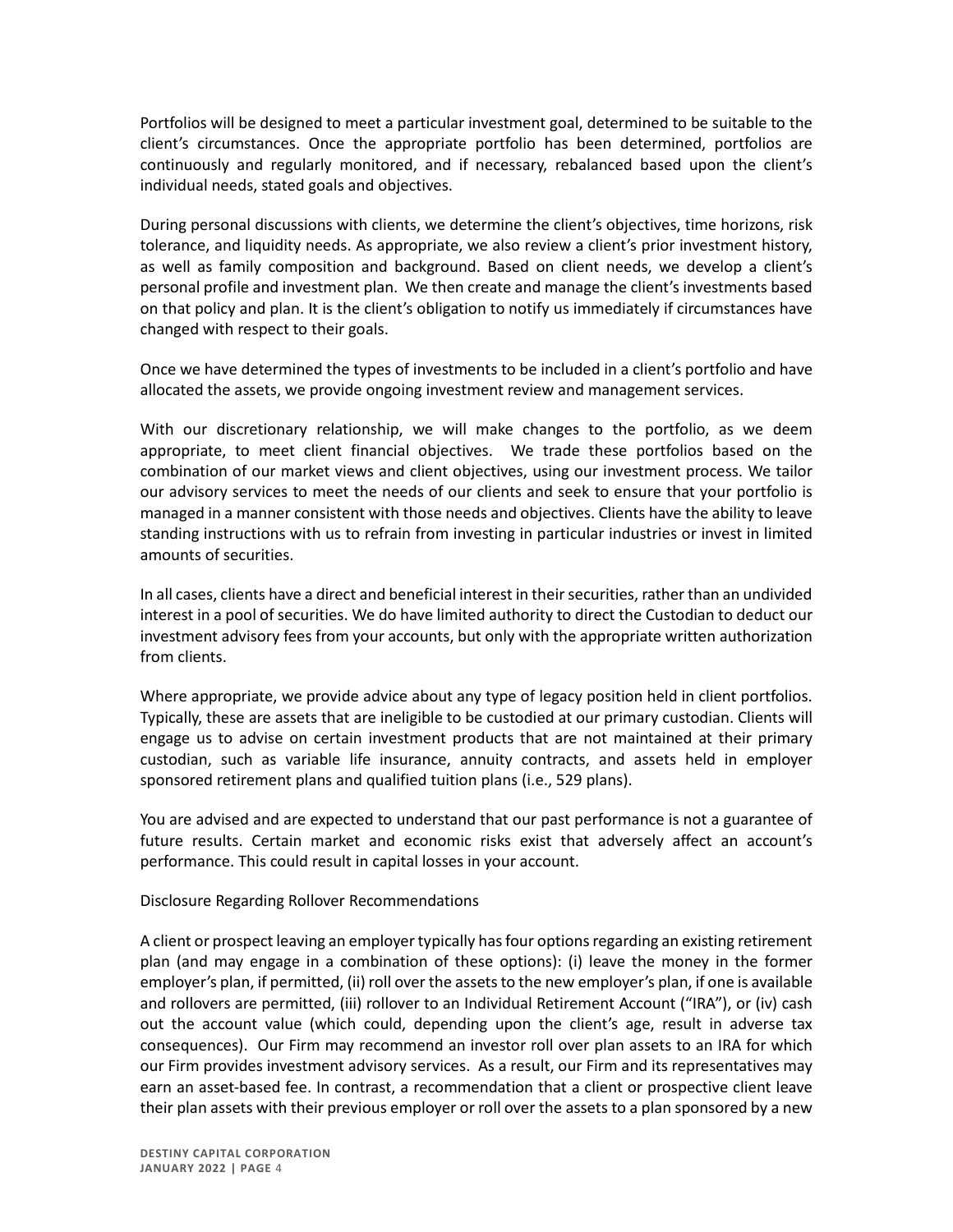Portfolios will be designed to meet a particular investment goal, determined to be suitable to the client's circumstances. Once the appropriate portfolio has been determined, portfolios are continuously and regularly monitored, and if necessary, rebalanced based upon the client's individual needs, stated goals and objectives.

During personal discussions with clients, we determine the client's objectives, time horizons, risk tolerance, and liquidity needs. As appropriate, we also review a client's prior investment history, as well as family composition and background. Based on client needs, we develop a client's personal profile and investment plan. We then create and manage the client's investments based on that policy and plan. It is the client's obligation to notify us immediately if circumstances have changed with respect to their goals.

Once we have determined the types of investments to be included in a client's portfolio and have allocated the assets, we provide ongoing investment review and management services.

With our discretionary relationship, we will make changes to the portfolio, as we deem appropriate, to meet client financial objectives. We trade these portfolios based on the combination of our market views and client objectives, using our investment process. We tailor our advisory services to meet the needs of our clients and seek to ensure that your portfolio is managed in a manner consistent with those needs and objectives. Clients have the ability to leave standing instructions with us to refrain from investing in particular industries or invest in limited amounts of securities.

In all cases, clients have a direct and beneficial interest in their securities, rather than an undivided interest in a pool of securities. We do have limited authority to direct the Custodian to deduct our investment advisory fees from your accounts, but only with the appropriate written authorization from clients.

Where appropriate, we provide advice about any type of legacy position held in client portfolios. Typically, these are assets that are ineligible to be custodied at our primary custodian. Clients will engage us to advise on certain investment products that are not maintained at their primary custodian, such as variable life insurance, annuity contracts, and assets held in employer sponsored retirement plans and qualified tuition plans (i.e., 529 plans).

You are advised and are expected to understand that our past performance is not a guarantee of future results. Certain market and economic risks exist that adversely affect an account's performance. This could result in capital losses in your account.

Disclosure Regarding Rollover Recommendations

A client or prospect leaving an employer typically has four options regarding an existing retirement plan (and may engage in a combination of these options): (i) leave the money in the former employer's plan, if permitted, (ii) roll over the assets to the new employer's plan, if one is available and rollovers are permitted, (iii) rollover to an Individual Retirement Account ("IRA"), or (iv) cash out the account value (which could, depending upon the client's age, result in adverse tax consequences). Our Firm may recommend an investor roll over plan assets to an IRA for which our Firm provides investment advisory services. As a result, our Firm and its representatives may earn an asset-based fee. In contrast, a recommendation that a client or prospective client leave their plan assets with their previous employer or roll over the assets to a plan sponsored by a new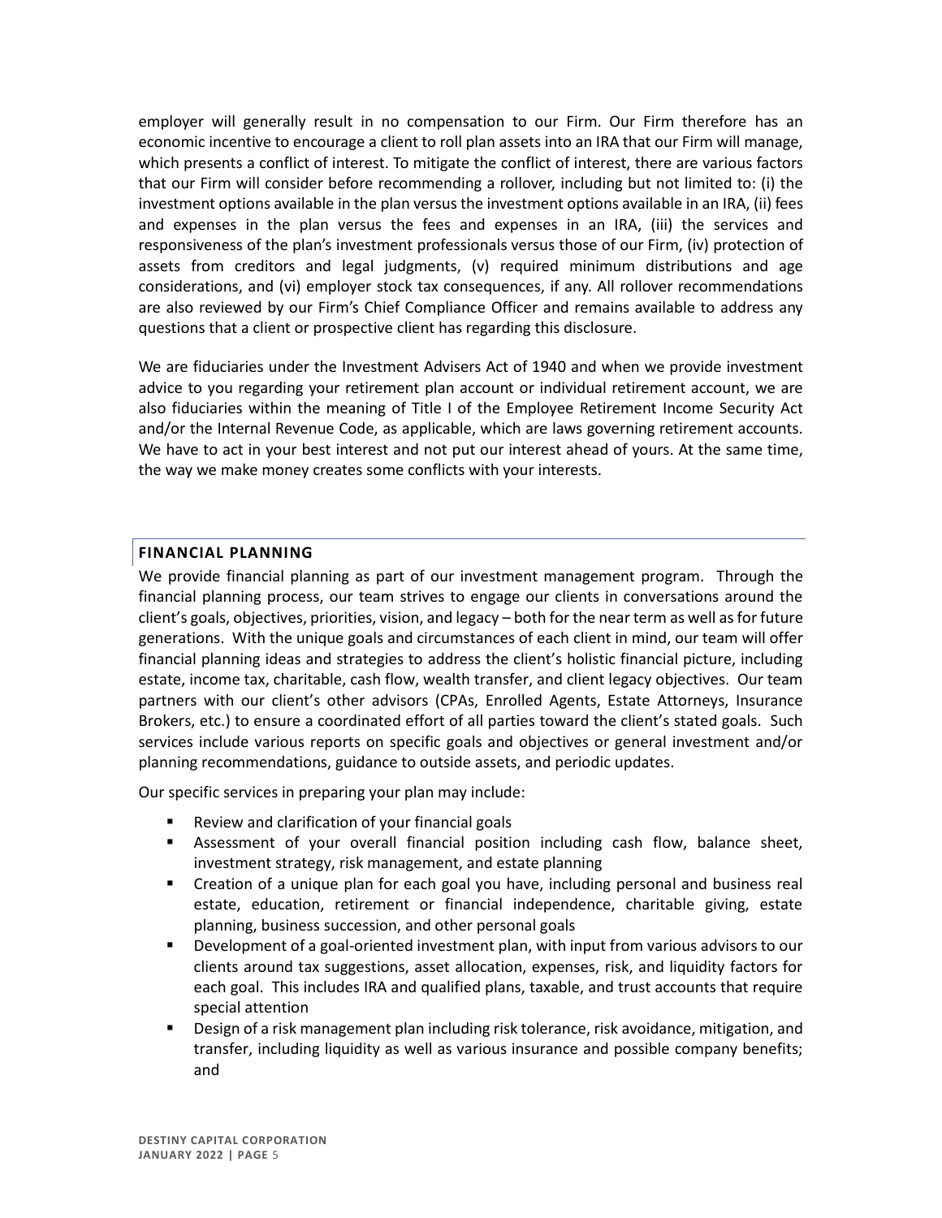employer will generally result in no compensation to our Firm. Our Firm therefore has an economic incentive to encourage a client to roll plan assets into an IRA that our Firm will manage, which presents a conflict of interest. To mitigate the conflict of interest, there are various factors that our Firm will consider before recommending a rollover, including but not limited to: (i) the investment options available in the plan versus the investment options available in an IRA, (ii) fees and expenses in the plan versus the fees and expenses in an IRA, (iii) the services and responsiveness of the plan's investment professionals versus those of our Firm, (iv) protection of assets from creditors and legal judgments, (v) required minimum distributions and age considerations, and (vi) employer stock tax consequences, if any. All rollover recommendations are also reviewed by our Firm's Chief Compliance Officer and remains available to address any questions that a client or prospective client has regarding this disclosure.

We are fiduciaries under the Investment Advisers Act of 1940 and when we provide investment advice to you regarding your retirement plan account or individual retirement account, we are also fiduciaries within the meaning of Title I of the Employee Retirement Income Security Act and/or the Internal Revenue Code, as applicable, which are laws governing retirement accounts. We have to act in your best interest and not put our interest ahead of yours. At the same time, the way we make money creates some conflicts with your interests.

## FINANCIAL PLANNING

We provide financial planning as part of our investment management program. Through the financial planning process, our team strives to engage our clients in conversations around the client's goals, objectives, priorities, vision, and legacy – both for the near term as well as for future generations. With the unique goals and circumstances of each client in mind, our team will offer financial planning ideas and strategies to address the client's holistic financial picture, including estate, income tax, charitable, cash flow, wealth transfer, and client legacy objectives. Our team partners with our client's other advisors (CPAs, Enrolled Agents, Estate Attorneys, Insurance Brokers, etc.) to ensure a coordinated effort of all parties toward the client's stated goals. Such services include various reports on specific goals and objectives or general investment and/or planning recommendations, guidance to outside assets, and periodic updates.

Our specific services in preparing your plan may include:

- Review and clarification of your financial goals
- Assessment of your overall financial position including cash flow, balance sheet, investment strategy, risk management, and estate planning
- Creation of a unique plan for each goal you have, including personal and business real estate, education, retirement or financial independence, charitable giving, estate planning, business succession, and other personal goals
- Development of a goal-oriented investment plan, with input from various advisors to our clients around tax suggestions, asset allocation, expenses, risk, and liquidity factors for each goal. This includes IRA and qualified plans, taxable, and trust accounts that require special attention
- Design of a risk management plan including risk tolerance, risk avoidance, mitigation, and transfer, including liquidity as well as various insurance and possible company benefits; and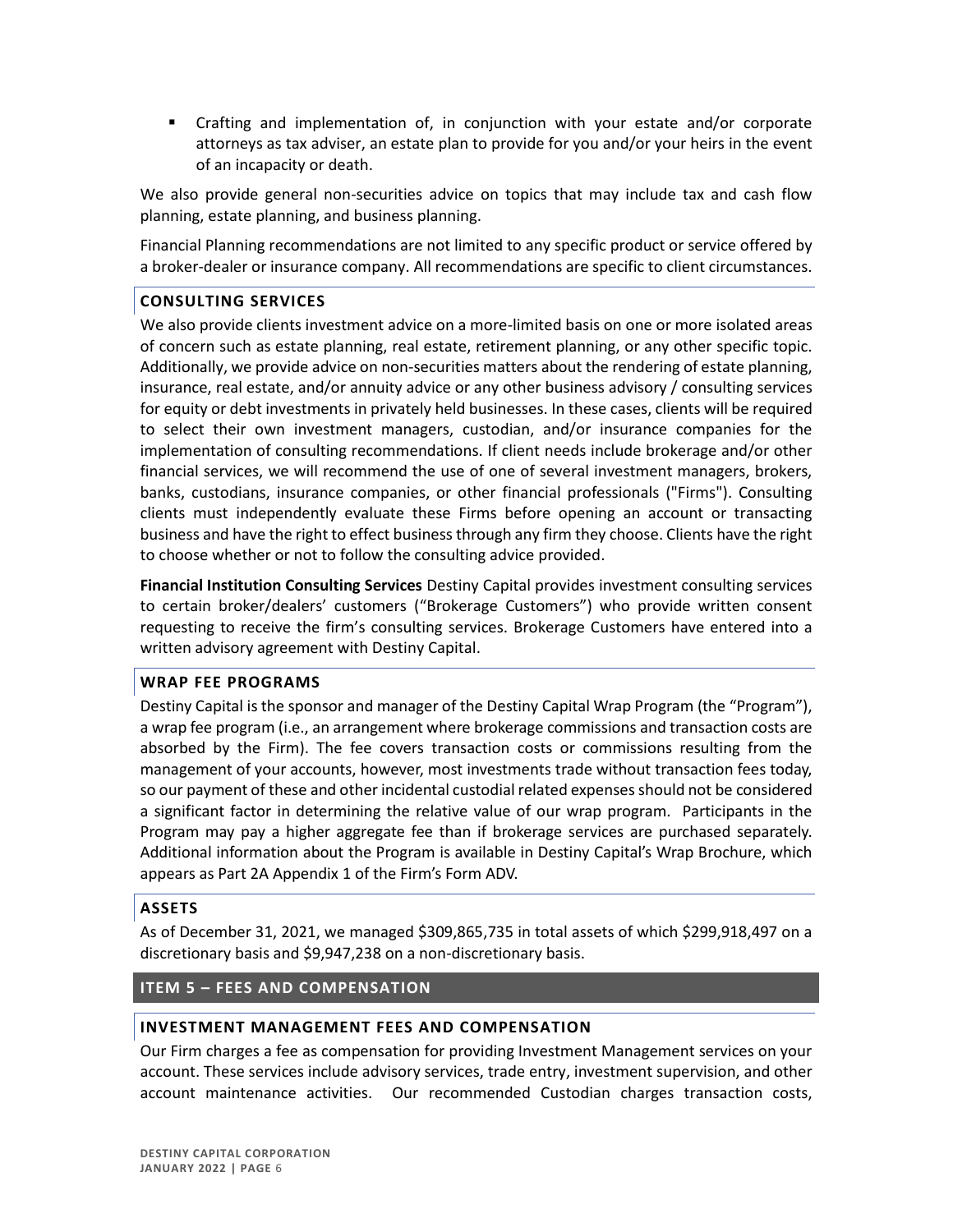- Crafting and implementation of, in conjunction with your estate and/or corporate attorneys as tax adviser, an estate plan to provide for you and/or your heirs in the event of an incapacity or death.

We also provide general non-securities advice on topics that may include tax and cash flow planning, estate planning, and business planning.

Financial Planning recommendations are not limited to any specific product or service offered by a broker-dealer or insurance company. All recommendations are specific to client circumstances.

### CONSULTING SERVICES

We also provide clients investment advice on a more-limited basis on one or more isolated areas of concern such as estate planning, real estate, retirement planning, or any other specific topic. Additionally, we provide advice on non-securities matters about the rendering of estate planning, insurance, real estate, and/or annuity advice or any other business advisory / consulting services for equity or debt investments in privately held businesses. In these cases, clients will be required to select their own investment managers, custodian, and/or insurance companies for the implementation of consulting recommendations. If client needs include brokerage and/or other financial services, we will recommend the use of one of several investment managers, brokers, banks, custodians, insurance companies, or other financial professionals ("Firms"). Consulting clients must independently evaluate these Firms before opening an account or transacting business and have the right to effect business through any firm they choose. Clients have the right to choose whether or not to follow the consulting advice provided.

**Financial Institution Consulting Services** Destiny Capital provides investment consulting services to certain broker/dealers' customers ("Brokerage Customers") who provide written consent requesting to receive the firm's consulting services. Brokerage Customers have entered into a written advisory agreement with Destiny Capital.

### WRAP FEE PROGRAMS

Destiny Capital is the sponsor and manager of the Destiny Capital Wrap Program (the "Program"), a wrap fee program (i.e., an arrangement where brokerage commissions and transaction costs are absorbed by the Firm). The fee covers transaction costs or commissions resulting from the management of your accounts, however, most investments trade without transaction fees today, so our payment of these and other incidental custodial related expenses should not be considered a significant factor in determining the relative value of our wrap program. Participants in the Program may pay a higher aggregate fee than if brokerage services are purchased separately. Additional information about the Program is available in Destiny Capital's Wrap Brochure, which appears as Part 2A Appendix 1 of the Firm's Form ADV.

### ASSETS

As of December 31, 2021, we managed $309,865,735 in total assets of which $299,918,497 on a discretionary basis and $9,947,238 on a non-discretionary basis.

## ITEM 5 – FEES AND COMPENSATION

### INVESTMENT MANAGEMENT FEES AND COMPENSATION

Our Firm charges a fee as compensation for providing Investment Management services on your account. These services include advisory services, trade entry, investment supervision, and other account maintenance activities. Our recommended Custodian charges transaction costs,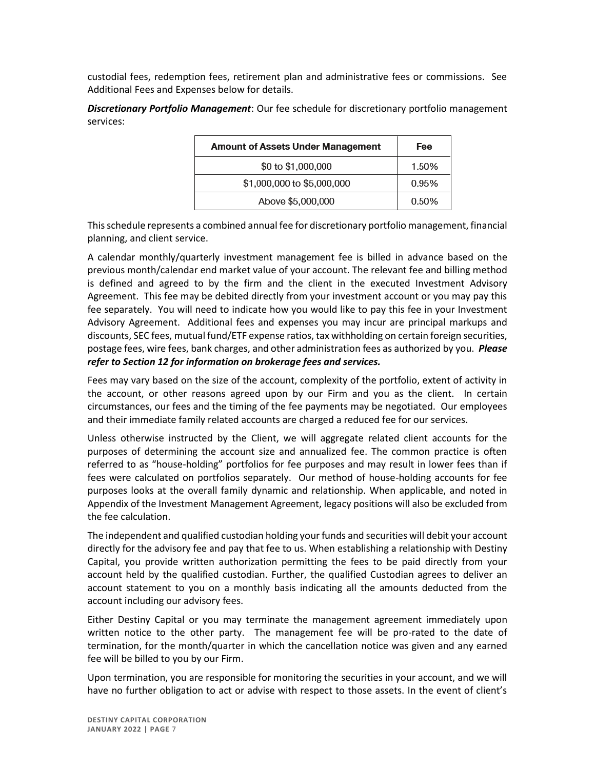custodial fees, redemption fees, retirement plan and administrative fees or commissions. See Additional Fees and Expenses below for details.

***Discretionary Portfolio Management***: Our fee schedule for discretionary portfolio management services:

| Amount of Assets Under Management | Fee |
|---|---|
| $0 to $1,000,000 | 1.50% |
| $1,000,000 to $5,000,000 | 0.95% |
| Above $5,000,000 | 0.50% |

This schedule represents a combined annual fee for discretionary portfolio management, financial planning, and client service.

A calendar monthly/quarterly investment management fee is billed in advance based on the previous month/calendar end market value of your account. The relevant fee and billing method is defined and agreed to by the firm and the client in the executed Investment Advisory Agreement. This fee may be debited directly from your investment account or you may pay this fee separately. You will need to indicate how you would like to pay this fee in your Investment Advisory Agreement. Additional fees and expenses you may incur are principal markups and discounts, SEC fees, mutual fund/ETF expense ratios, tax withholding on certain foreign securities, postage fees, wire fees, bank charges, and other administration fees as authorized by you. ***Please refer to Section 12 for information on brokerage fees and services.***

Fees may vary based on the size of the account, complexity of the portfolio, extent of activity in the account, or other reasons agreed upon by our Firm and you as the client. In certain circumstances, our fees and the timing of the fee payments may be negotiated. Our employees and their immediate family related accounts are charged a reduced fee for our services.

Unless otherwise instructed by the Client, we will aggregate related client accounts for the purposes of determining the account size and annualized fee. The common practice is often referred to as "house-holding" portfolios for fee purposes and may result in lower fees than if fees were calculated on portfolios separately. Our method of house-holding accounts for fee purposes looks at the overall family dynamic and relationship. When applicable, and noted in Appendix of the Investment Management Agreement, legacy positions will also be excluded from the fee calculation.

The independent and qualified custodian holding your funds and securities will debit your account directly for the advisory fee and pay that fee to us. When establishing a relationship with Destiny Capital, you provide written authorization permitting the fees to be paid directly from your account held by the qualified custodian. Further, the qualified Custodian agrees to deliver an account statement to you on a monthly basis indicating all the amounts deducted from the account including our advisory fees.

Either Destiny Capital or you may terminate the management agreement immediately upon written notice to the other party. The management fee will be pro-rated to the date of termination, for the month/quarter in which the cancellation notice was given and any earned fee will be billed to you by our Firm.

Upon termination, you are responsible for monitoring the securities in your account, and we will have no further obligation to act or advise with respect to those assets. In the event of client's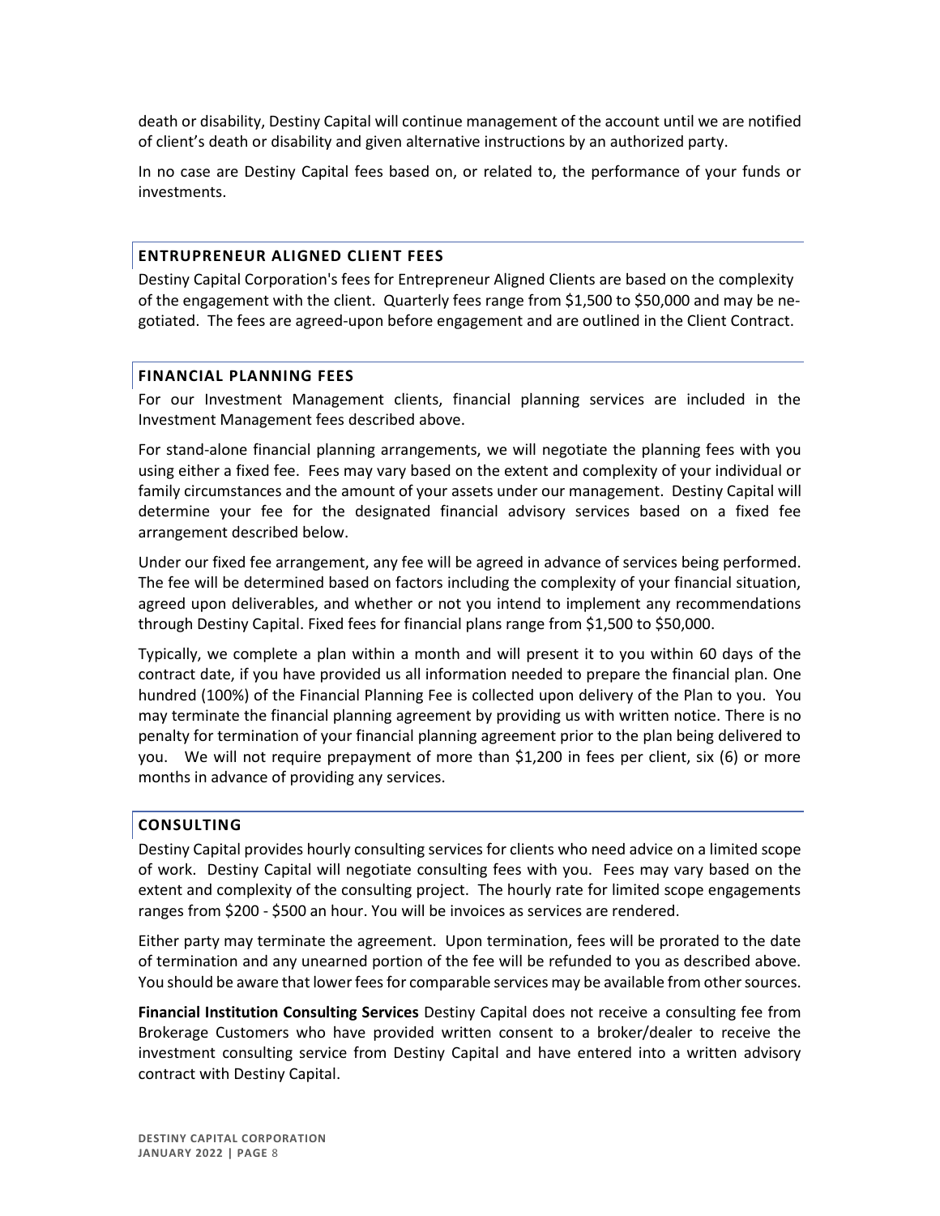death or disability, Destiny Capital will continue management of the account until we are notified of client's death or disability and given alternative instructions by an authorized party.

In no case are Destiny Capital fees based on, or related to, the performance of your funds or investments.

## ENTRUPRENEUR ALIGNED CLIENT FEES

Destiny Capital Corporation's fees for Entrepreneur Aligned Clients are based on the complexity of the engagement with the client. Quarterly fees range from $1,500 to $50,000 and may be negotiated. The fees are agreed-upon before engagement and are outlined in the Client Contract.

## FINANCIAL PLANNING FEES

For our Investment Management clients, financial planning services are included in the Investment Management fees described above.

For stand-alone financial planning arrangements, we will negotiate the planning fees with you using either a fixed fee. Fees may vary based on the extent and complexity of your individual or family circumstances and the amount of your assets under our management. Destiny Capital will determine your fee for the designated financial advisory services based on a fixed fee arrangement described below.

Under our fixed fee arrangement, any fee will be agreed in advance of services being performed. The fee will be determined based on factors including the complexity of your financial situation, agreed upon deliverables, and whether or not you intend to implement any recommendations through Destiny Capital. Fixed fees for financial plans range from $1,500 to $50,000.

Typically, we complete a plan within a month and will present it to you within 60 days of the contract date, if you have provided us all information needed to prepare the financial plan. One hundred (100%) of the Financial Planning Fee is collected upon delivery of the Plan to you. You may terminate the financial planning agreement by providing us with written notice. There is no penalty for termination of your financial planning agreement prior to the plan being delivered to you. We will not require prepayment of more than $1,200 in fees per client, six (6) or more months in advance of providing any services.

## CONSULTING

Destiny Capital provides hourly consulting services for clients who need advice on a limited scope of work. Destiny Capital will negotiate consulting fees with you. Fees may vary based on the extent and complexity of the consulting project. The hourly rate for limited scope engagements ranges from $200 - $500 an hour. You will be invoices as services are rendered.

Either party may terminate the agreement. Upon termination, fees will be prorated to the date of termination and any unearned portion of the fee will be refunded to you as described above. You should be aware that lower fees for comparable services may be available from other sources.

**Financial Institution Consulting Services** Destiny Capital does not receive a consulting fee from Brokerage Customers who have provided written consent to a broker/dealer to receive the investment consulting service from Destiny Capital and have entered into a written advisory contract with Destiny Capital.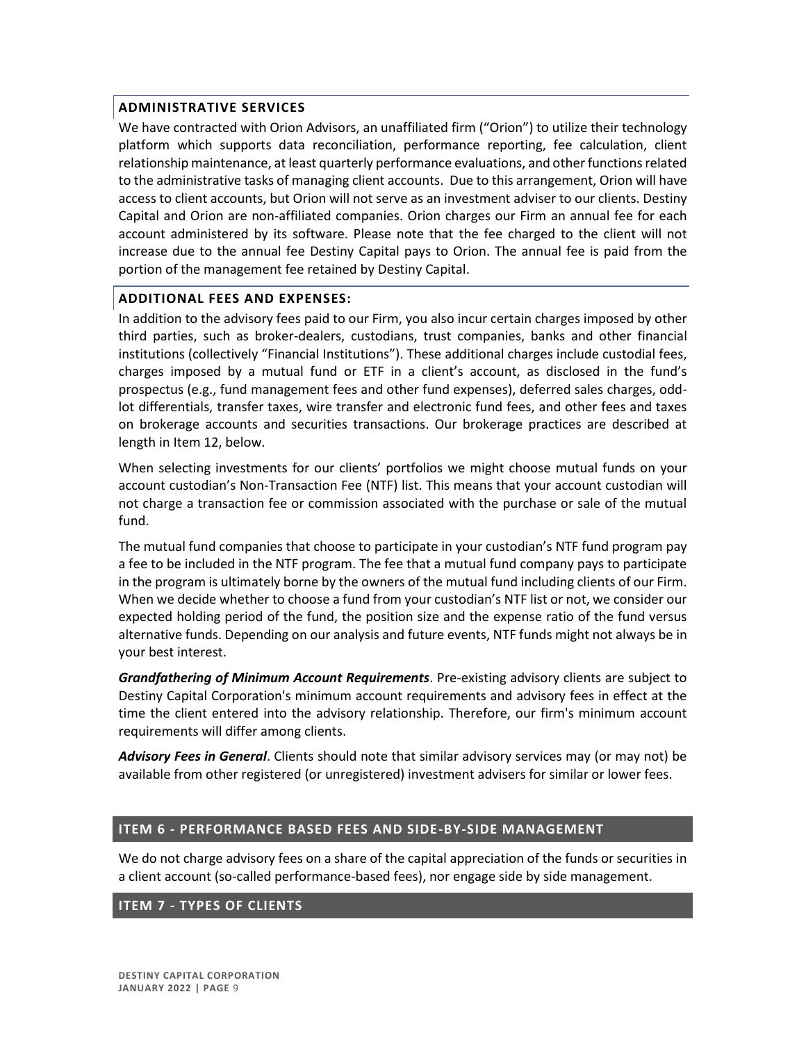### ADMINISTRATIVE SERVICES

We have contracted with Orion Advisors, an unaffiliated firm ("Orion") to utilize their technology platform which supports data reconciliation, performance reporting, fee calculation, client relationship maintenance, at least quarterly performance evaluations, and other functions related to the administrative tasks of managing client accounts. Due to this arrangement, Orion will have access to client accounts, but Orion will not serve as an investment adviser to our clients. Destiny Capital and Orion are non-affiliated companies. Orion charges our Firm an annual fee for each account administered by its software. Please note that the fee charged to the client will not increase due to the annual fee Destiny Capital pays to Orion. The annual fee is paid from the portion of the management fee retained by Destiny Capital.

### ADDITIONAL FEES AND EXPENSES:

In addition to the advisory fees paid to our Firm, you also incur certain charges imposed by other third parties, such as broker-dealers, custodians, trust companies, banks and other financial institutions (collectively "Financial Institutions"). These additional charges include custodial fees, charges imposed by a mutual fund or ETF in a client's account, as disclosed in the fund's prospectus (e.g., fund management fees and other fund expenses), deferred sales charges, odd-lot differentials, transfer taxes, wire transfer and electronic fund fees, and other fees and taxes on brokerage accounts and securities transactions. Our brokerage practices are described at length in Item 12, below.

When selecting investments for our clients' portfolios we might choose mutual funds on your account custodian's Non-Transaction Fee (NTF) list. This means that your account custodian will not charge a transaction fee or commission associated with the purchase or sale of the mutual fund.

The mutual fund companies that choose to participate in your custodian's NTF fund program pay a fee to be included in the NTF program. The fee that a mutual fund company pays to participate in the program is ultimately borne by the owners of the mutual fund including clients of our Firm. When we decide whether to choose a fund from your custodian's NTF list or not, we consider our expected holding period of the fund, the position size and the expense ratio of the fund versus alternative funds. Depending on our analysis and future events, NTF funds might not always be in your best interest.

***Grandfathering of Minimum Account Requirements***. Pre-existing advisory clients are subject to Destiny Capital Corporation's minimum account requirements and advisory fees in effect at the time the client entered into the advisory relationship. Therefore, our firm's minimum account requirements will differ among clients.

***Advisory Fees in General***. Clients should note that similar advisory services may (or may not) be available from other registered (or unregistered) investment advisers for similar or lower fees.

## ITEM 6 - PERFORMANCE BASED FEES AND SIDE-BY-SIDE MANAGEMENT

We do not charge advisory fees on a share of the capital appreciation of the funds or securities in a client account (so-called performance-based fees), nor engage side by side management.

## ITEM 7 - TYPES OF CLIENTS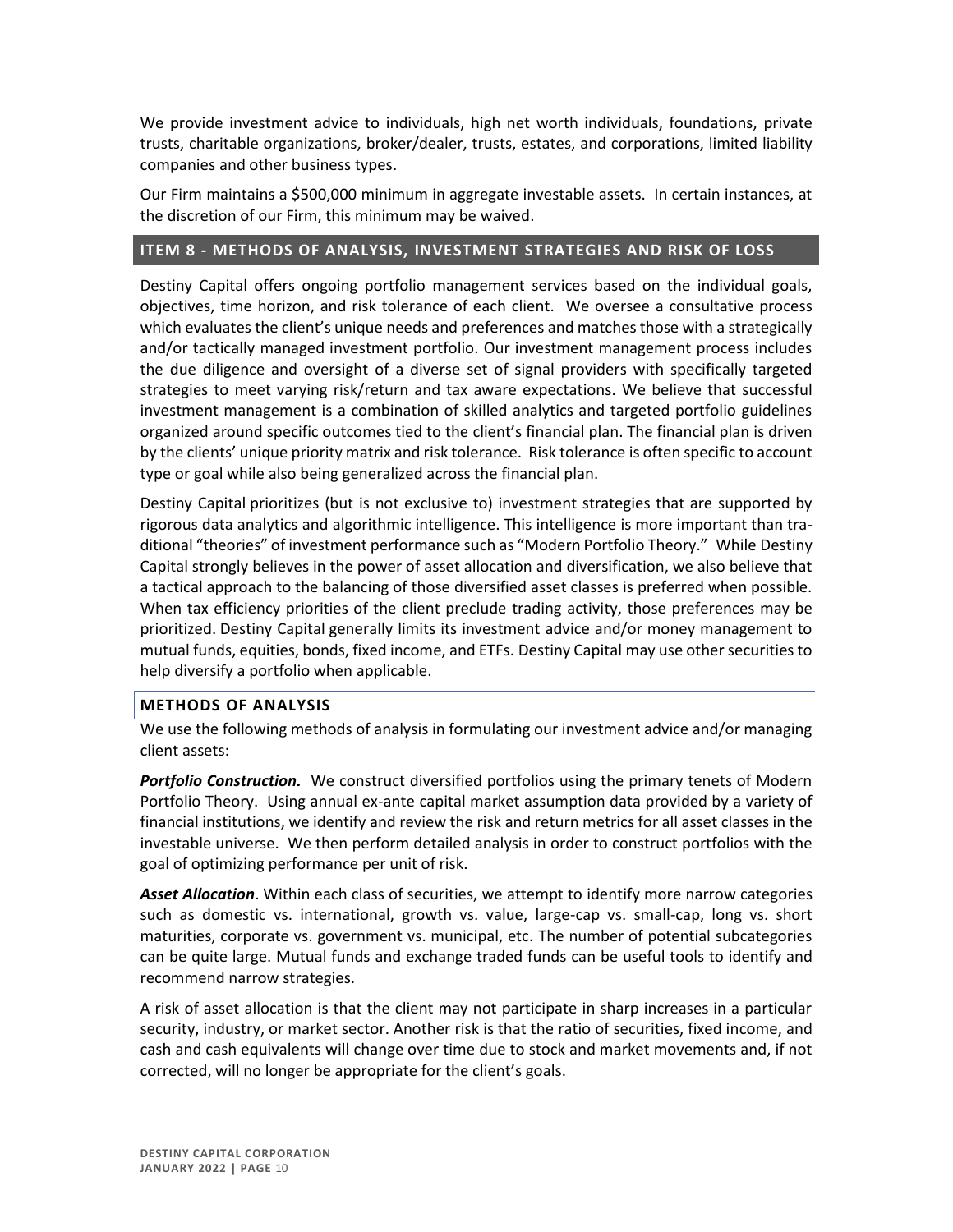We provide investment advice to individuals, high net worth individuals, foundations, private trusts, charitable organizations, broker/dealer, trusts, estates, and corporations, limited liability companies and other business types.

Our Firm maintains a $500,000 minimum in aggregate investable assets. In certain instances, at the discretion of our Firm, this minimum may be waived.

## ITEM 8 - METHODS OF ANALYSIS, INVESTMENT STRATEGIES AND RISK OF LOSS

Destiny Capital offers ongoing portfolio management services based on the individual goals, objectives, time horizon, and risk tolerance of each client. We oversee a consultative process which evaluates the client's unique needs and preferences and matches those with a strategically and/or tactically managed investment portfolio. Our investment management process includes the due diligence and oversight of a diverse set of signal providers with specifically targeted strategies to meet varying risk/return and tax aware expectations. We believe that successful investment management is a combination of skilled analytics and targeted portfolio guidelines organized around specific outcomes tied to the client's financial plan. The financial plan is driven by the clients' unique priority matrix and risk tolerance. Risk tolerance is often specific to account type or goal while also being generalized across the financial plan.

Destiny Capital prioritizes (but is not exclusive to) investment strategies that are supported by rigorous data analytics and algorithmic intelligence. This intelligence is more important than traditional "theories" of investment performance such as "Modern Portfolio Theory." While Destiny Capital strongly believes in the power of asset allocation and diversification, we also believe that a tactical approach to the balancing of those diversified asset classes is preferred when possible. When tax efficiency priorities of the client preclude trading activity, those preferences may be prioritized. Destiny Capital generally limits its investment advice and/or money management to mutual funds, equities, bonds, fixed income, and ETFs. Destiny Capital may use other securities to help diversify a portfolio when applicable.

### METHODS OF ANALYSIS

We use the following methods of analysis in formulating our investment advice and/or managing client assets:

***Portfolio Construction.*** We construct diversified portfolios using the primary tenets of Modern Portfolio Theory. Using annual ex-ante capital market assumption data provided by a variety of financial institutions, we identify and review the risk and return metrics for all asset classes in the investable universe. We then perform detailed analysis in order to construct portfolios with the goal of optimizing performance per unit of risk.

***Asset Allocation***. Within each class of securities, we attempt to identify more narrow categories such as domestic vs. international, growth vs. value, large-cap vs. small-cap, long vs. short maturities, corporate vs. government vs. municipal, etc. The number of potential subcategories can be quite large. Mutual funds and exchange traded funds can be useful tools to identify and recommend narrow strategies.

A risk of asset allocation is that the client may not participate in sharp increases in a particular security, industry, or market sector. Another risk is that the ratio of securities, fixed income, and cash and cash equivalents will change over time due to stock and market movements and, if not corrected, will no longer be appropriate for the client's goals.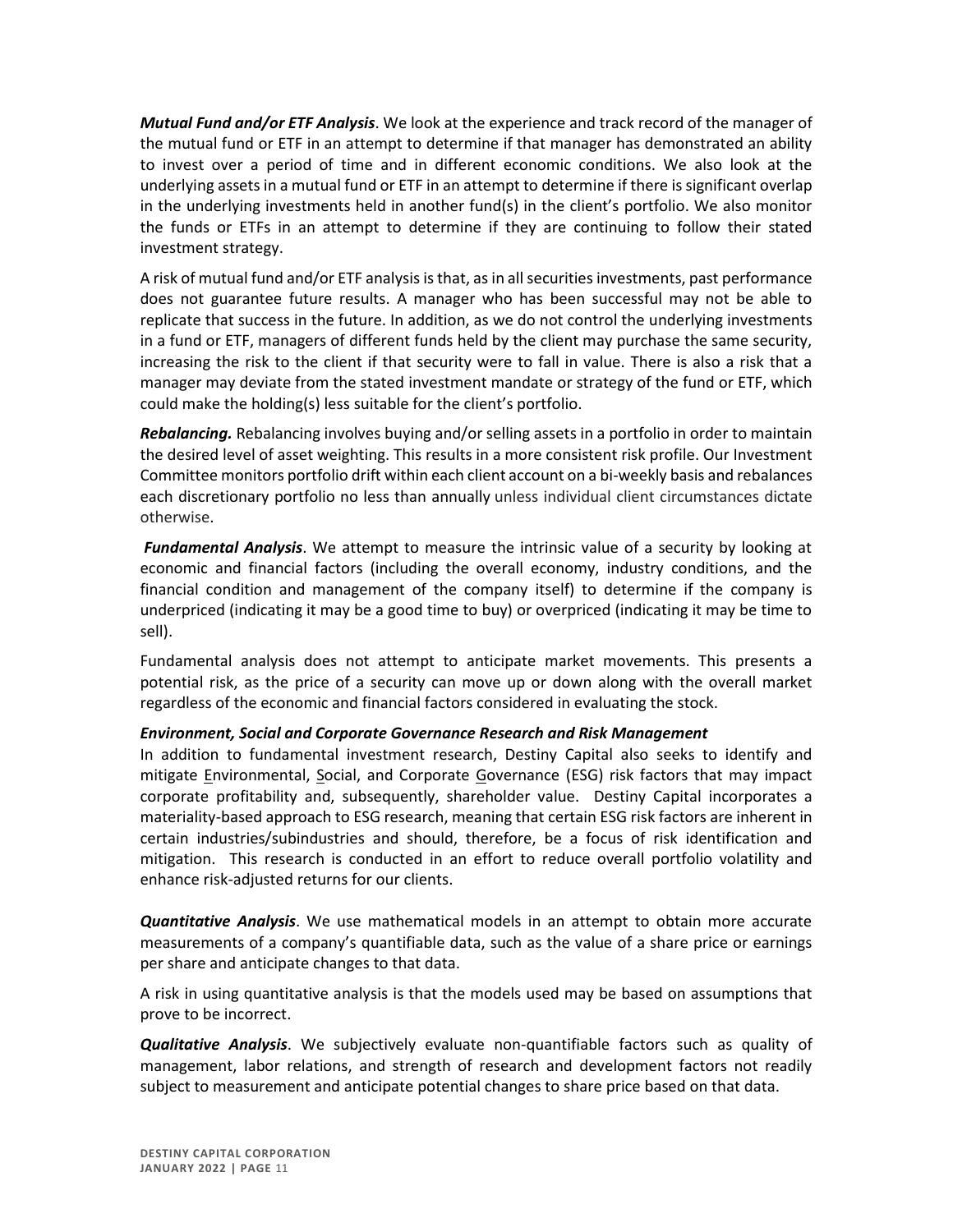***Mutual Fund and/or ETF Analysis***. We look at the experience and track record of the manager of the mutual fund or ETF in an attempt to determine if that manager has demonstrated an ability to invest over a period of time and in different economic conditions. We also look at the underlying assets in a mutual fund or ETF in an attempt to determine if there is significant overlap in the underlying investments held in another fund(s) in the client's portfolio. We also monitor the funds or ETFs in an attempt to determine if they are continuing to follow their stated investment strategy.

A risk of mutual fund and/or ETF analysis is that, as in all securities investments, past performance does not guarantee future results. A manager who has been successful may not be able to replicate that success in the future. In addition, as we do not control the underlying investments in a fund or ETF, managers of different funds held by the client may purchase the same security, increasing the risk to the client if that security were to fall in value. There is also a risk that a manager may deviate from the stated investment mandate or strategy of the fund or ETF, which could make the holding(s) less suitable for the client's portfolio.

***Rebalancing.*** Rebalancing involves buying and/or selling assets in a portfolio in order to maintain the desired level of asset weighting. This results in a more consistent risk profile. Our Investment Committee monitors portfolio drift within each client account on a bi-weekly basis and rebalances each discretionary portfolio no less than annually unless individual client circumstances dictate otherwise.

***Fundamental Analysis***. We attempt to measure the intrinsic value of a security by looking at economic and financial factors (including the overall economy, industry conditions, and the financial condition and management of the company itself) to determine if the company is underpriced (indicating it may be a good time to buy) or overpriced (indicating it may be time to sell).

Fundamental analysis does not attempt to anticipate market movements. This presents a potential risk, as the price of a security can move up or down along with the overall market regardless of the economic and financial factors considered in evaluating the stock.

***Environment, Social and Corporate Governance Research and Risk Management***

In addition to fundamental investment research, Destiny Capital also seeks to identify and mitigate Environmental, Social, and Corporate Governance (ESG) risk factors that may impact corporate profitability and, subsequently, shareholder value. Destiny Capital incorporates a materiality-based approach to ESG research, meaning that certain ESG risk factors are inherent in certain industries/subindustries and should, therefore, be a focus of risk identification and mitigation. This research is conducted in an effort to reduce overall portfolio volatility and enhance risk-adjusted returns for our clients.

***Quantitative Analysis***. We use mathematical models in an attempt to obtain more accurate measurements of a company's quantifiable data, such as the value of a share price or earnings per share and anticipate changes to that data.

A risk in using quantitative analysis is that the models used may be based on assumptions that prove to be incorrect.

***Qualitative Analysis***. We subjectively evaluate non-quantifiable factors such as quality of management, labor relations, and strength of research and development factors not readily subject to measurement and anticipate potential changes to share price based on that data.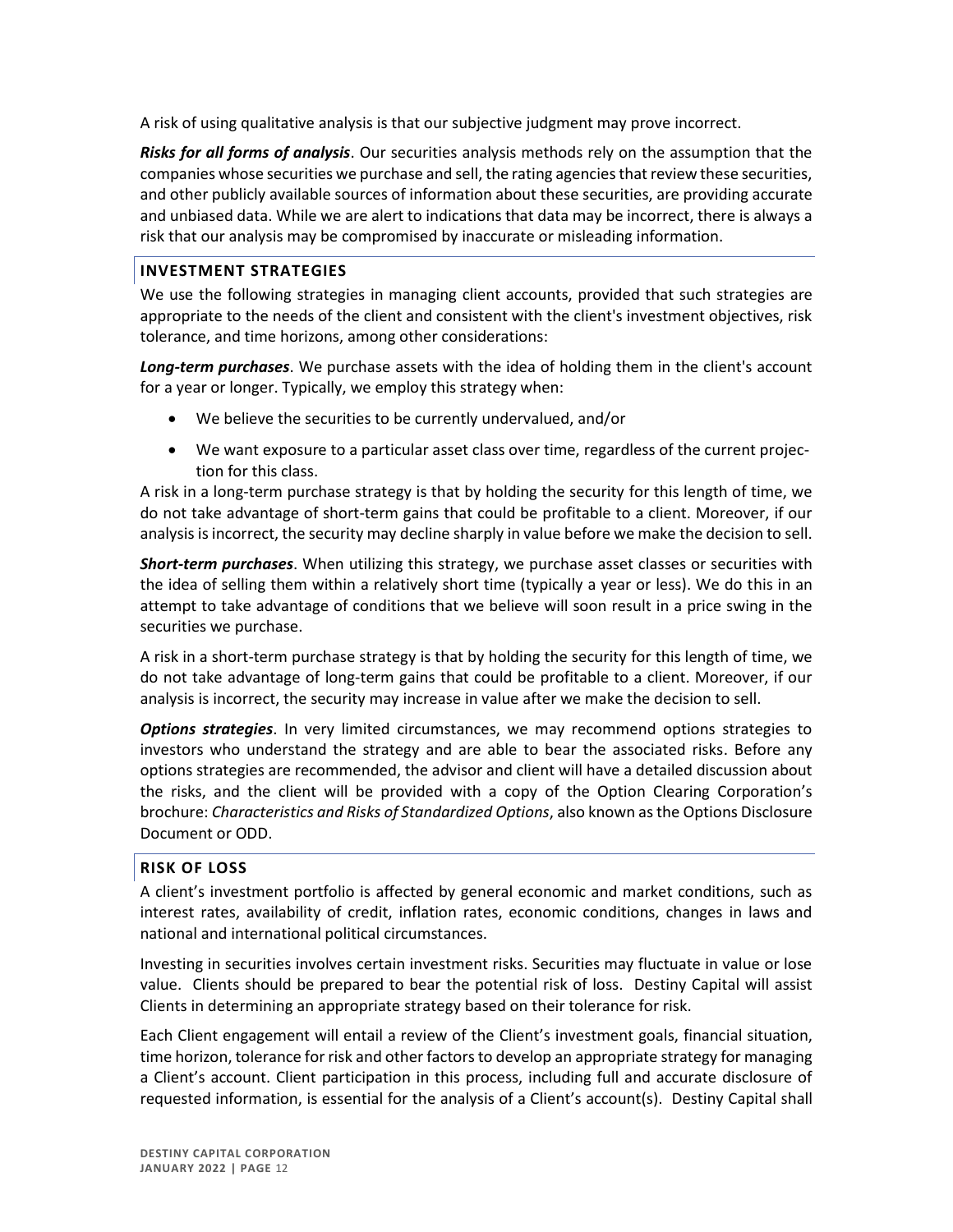A risk of using qualitative analysis is that our subjective judgment may prove incorrect.

***Risks for all forms of analysis***. Our securities analysis methods rely on the assumption that the companies whose securities we purchase and sell, the rating agencies that review these securities, and other publicly available sources of information about these securities, are providing accurate and unbiased data. While we are alert to indications that data may be incorrect, there is always a risk that our analysis may be compromised by inaccurate or misleading information.

## INVESTMENT STRATEGIES

We use the following strategies in managing client accounts, provided that such strategies are appropriate to the needs of the client and consistent with the client's investment objectives, risk tolerance, and time horizons, among other considerations:

***Long-term purchases***. We purchase assets with the idea of holding them in the client's account for a year or longer. Typically, we employ this strategy when:

- We believe the securities to be currently undervalued, and/or
- We want exposure to a particular asset class over time, regardless of the current projection for this class.

A risk in a long-term purchase strategy is that by holding the security for this length of time, we do not take advantage of short-term gains that could be profitable to a client. Moreover, if our analysis is incorrect, the security may decline sharply in value before we make the decision to sell.

***Short-term purchases***. When utilizing this strategy, we purchase asset classes or securities with the idea of selling them within a relatively short time (typically a year or less). We do this in an attempt to take advantage of conditions that we believe will soon result in a price swing in the securities we purchase.

A risk in a short-term purchase strategy is that by holding the security for this length of time, we do not take advantage of long-term gains that could be profitable to a client. Moreover, if our analysis is incorrect, the security may increase in value after we make the decision to sell.

***Options strategies***. In very limited circumstances, we may recommend options strategies to investors who understand the strategy and are able to bear the associated risks. Before any options strategies are recommended, the advisor and client will have a detailed discussion about the risks, and the client will be provided with a copy of the Option Clearing Corporation's brochure: *Characteristics and Risks of Standardized Options*, also known as the Options Disclosure Document or ODD.

## RISK OF LOSS

A client's investment portfolio is affected by general economic and market conditions, such as interest rates, availability of credit, inflation rates, economic conditions, changes in laws and national and international political circumstances.

Investing in securities involves certain investment risks. Securities may fluctuate in value or lose value. Clients should be prepared to bear the potential risk of loss. Destiny Capital will assist Clients in determining an appropriate strategy based on their tolerance for risk.

Each Client engagement will entail a review of the Client's investment goals, financial situation, time horizon, tolerance for risk and other factors to develop an appropriate strategy for managing a Client's account. Client participation in this process, including full and accurate disclosure of requested information, is essential for the analysis of a Client's account(s). Destiny Capital shall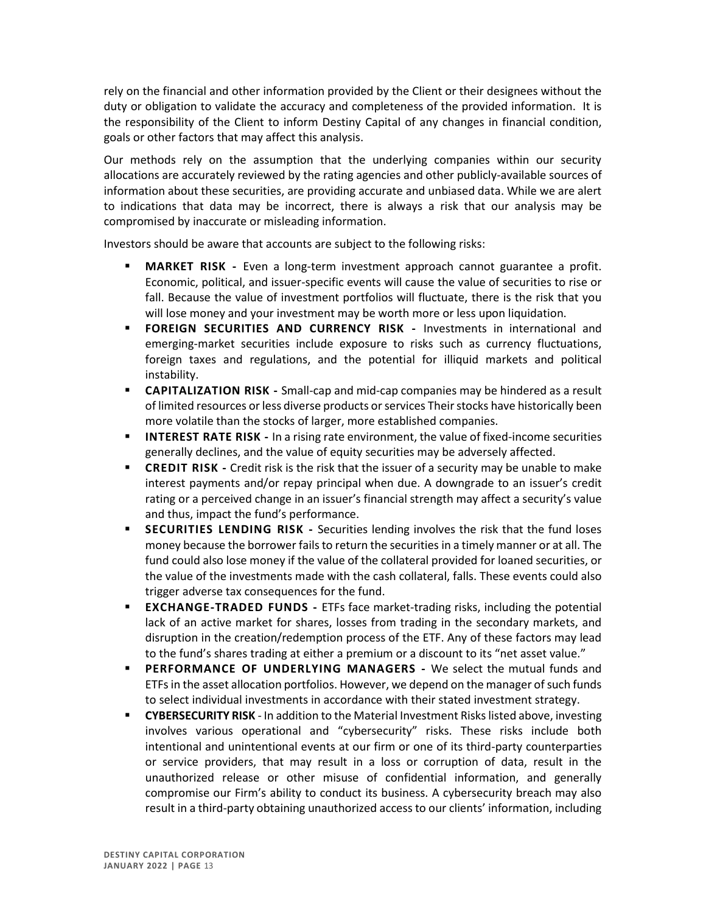rely on the financial and other information provided by the Client or their designees without the duty or obligation to validate the accuracy and completeness of the provided information. It is the responsibility of the Client to inform Destiny Capital of any changes in financial condition, goals or other factors that may affect this analysis.

Our methods rely on the assumption that the underlying companies within our security allocations are accurately reviewed by the rating agencies and other publicly-available sources of information about these securities, are providing accurate and unbiased data. While we are alert to indications that data may be incorrect, there is always a risk that our analysis may be compromised by inaccurate or misleading information.

Investors should be aware that accounts are subject to the following risks:

- **MARKET RISK -** Even a long-term investment approach cannot guarantee a profit. Economic, political, and issuer-specific events will cause the value of securities to rise or fall. Because the value of investment portfolios will fluctuate, there is the risk that you will lose money and your investment may be worth more or less upon liquidation.
- **FOREIGN SECURITIES AND CURRENCY RISK -** Investments in international and emerging-market securities include exposure to risks such as currency fluctuations, foreign taxes and regulations, and the potential for illiquid markets and political instability.
- **CAPITALIZATION RISK -** Small-cap and mid-cap companies may be hindered as a result of limited resources or less diverse products or services Their stocks have historically been more volatile than the stocks of larger, more established companies.
- **INTEREST RATE RISK -** In a rising rate environment, the value of fixed-income securities generally declines, and the value of equity securities may be adversely affected.
- **CREDIT RISK -** Credit risk is the risk that the issuer of a security may be unable to make interest payments and/or repay principal when due. A downgrade to an issuer's credit rating or a perceived change in an issuer's financial strength may affect a security's value and thus, impact the fund's performance.
- **SECURITIES LENDING RISK -** Securities lending involves the risk that the fund loses money because the borrower fails to return the securities in a timely manner or at all. The fund could also lose money if the value of the collateral provided for loaned securities, or the value of the investments made with the cash collateral, falls. These events could also trigger adverse tax consequences for the fund.
- **EXCHANGE-TRADED FUNDS -** ETFs face market-trading risks, including the potential lack of an active market for shares, losses from trading in the secondary markets, and disruption in the creation/redemption process of the ETF. Any of these factors may lead to the fund's shares trading at either a premium or a discount to its "net asset value."
- **PERFORMANCE OF UNDERLYING MANAGERS -** We select the mutual funds and ETFs in the asset allocation portfolios. However, we depend on the manager of such funds to select individual investments in accordance with their stated investment strategy.
- **CYBERSECURITY RISK** - In addition to the Material Investment Risks listed above, investing involves various operational and "cybersecurity" risks. These risks include both intentional and unintentional events at our firm or one of its third-party counterparties or service providers, that may result in a loss or corruption of data, result in the unauthorized release or other misuse of confidential information, and generally compromise our Firm's ability to conduct its business. A cybersecurity breach may also result in a third-party obtaining unauthorized access to our clients' information, including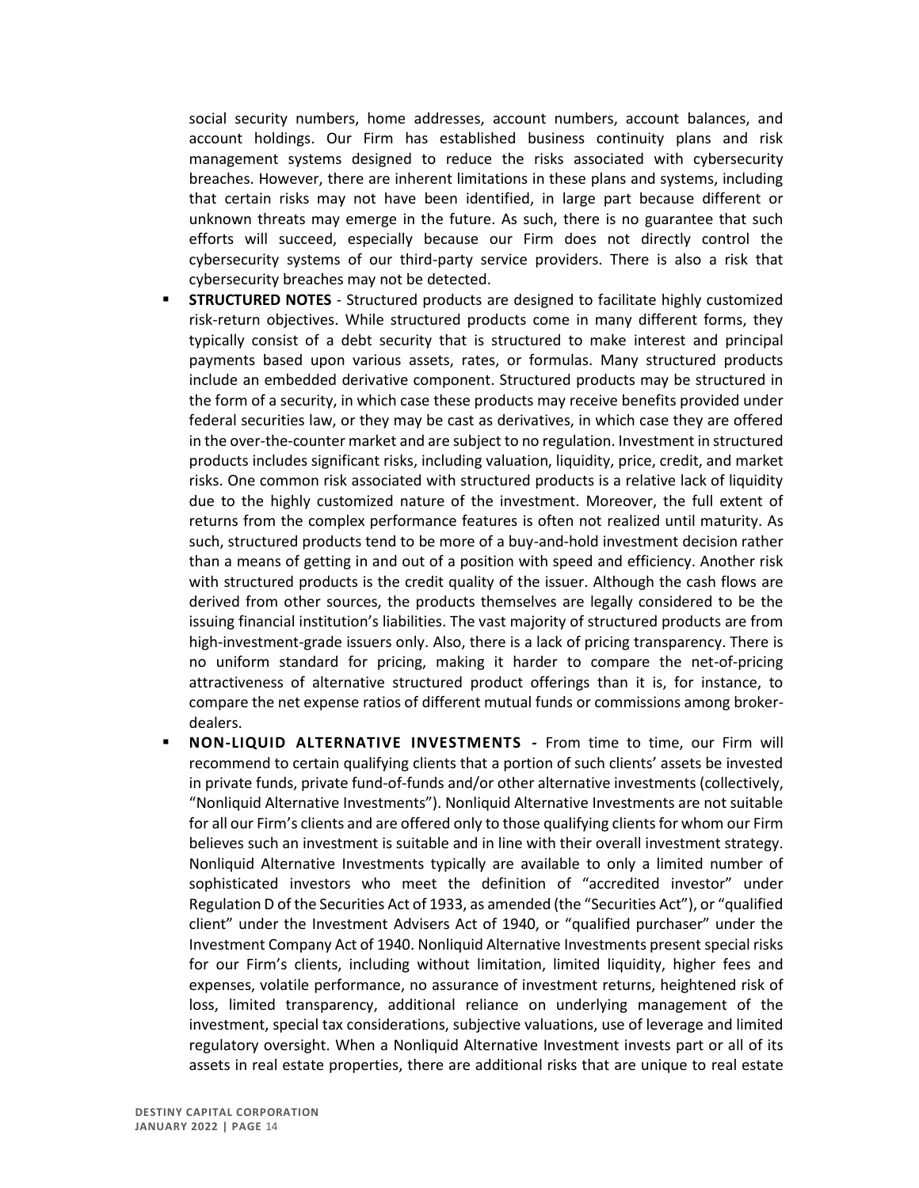social security numbers, home addresses, account numbers, account balances, and account holdings. Our Firm has established business continuity plans and risk management systems designed to reduce the risks associated with cybersecurity breaches. However, there are inherent limitations in these plans and systems, including that certain risks may not have been identified, in large part because different or unknown threats may emerge in the future. As such, there is no guarantee that such efforts will succeed, especially because our Firm does not directly control the cybersecurity systems of our third-party service providers. There is also a risk that cybersecurity breaches may not be detected.

- **STRUCTURED NOTES** - Structured products are designed to facilitate highly customized risk-return objectives. While structured products come in many different forms, they typically consist of a debt security that is structured to make interest and principal payments based upon various assets, rates, or formulas. Many structured products include an embedded derivative component. Structured products may be structured in the form of a security, in which case these products may receive benefits provided under federal securities law, or they may be cast as derivatives, in which case they are offered in the over-the-counter market and are subject to no regulation. Investment in structured products includes significant risks, including valuation, liquidity, price, credit, and market risks. One common risk associated with structured products is a relative lack of liquidity due to the highly customized nature of the investment. Moreover, the full extent of returns from the complex performance features is often not realized until maturity. As such, structured products tend to be more of a buy-and-hold investment decision rather than a means of getting in and out of a position with speed and efficiency. Another risk with structured products is the credit quality of the issuer. Although the cash flows are derived from other sources, the products themselves are legally considered to be the issuing financial institution's liabilities. The vast majority of structured products are from high-investment-grade issuers only. Also, there is a lack of pricing transparency. There is no uniform standard for pricing, making it harder to compare the net-of-pricing attractiveness of alternative structured product offerings than it is, for instance, to compare the net expense ratios of different mutual funds or commissions among broker-dealers.
- **NON-LIQUID ALTERNATIVE INVESTMENTS -** From time to time, our Firm will recommend to certain qualifying clients that a portion of such clients' assets be invested in private funds, private fund-of-funds and/or other alternative investments (collectively, "Nonliquid Alternative Investments"). Nonliquid Alternative Investments are not suitable for all our Firm's clients and are offered only to those qualifying clients for whom our Firm believes such an investment is suitable and in line with their overall investment strategy. Nonliquid Alternative Investments typically are available to only a limited number of sophisticated investors who meet the definition of "accredited investor" under Regulation D of the Securities Act of 1933, as amended (the "Securities Act"), or "qualified client" under the Investment Advisers Act of 1940, or "qualified purchaser" under the Investment Company Act of 1940. Nonliquid Alternative Investments present special risks for our Firm's clients, including without limitation, limited liquidity, higher fees and expenses, volatile performance, no assurance of investment returns, heightened risk of loss, limited transparency, additional reliance on underlying management of the investment, special tax considerations, subjective valuations, use of leverage and limited regulatory oversight. When a Nonliquid Alternative Investment invests part or all of its assets in real estate properties, there are additional risks that are unique to real estate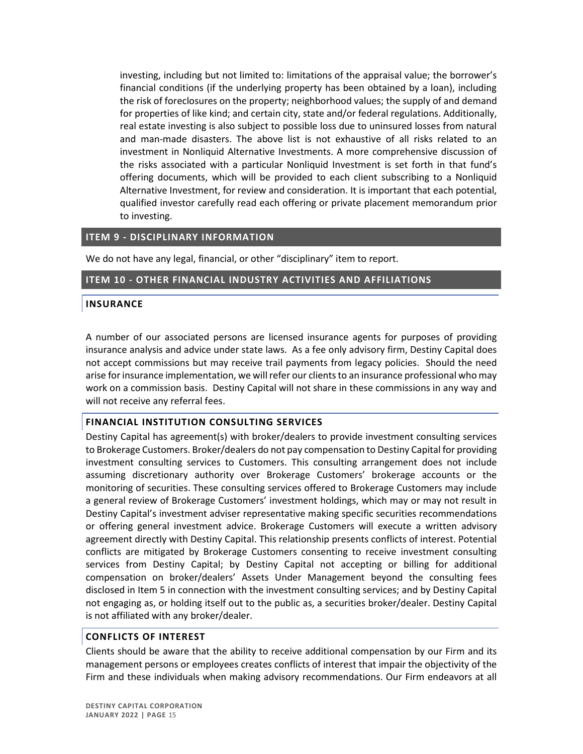investing, including but not limited to: limitations of the appraisal value; the borrower's financial conditions (if the underlying property has been obtained by a loan), including the risk of foreclosures on the property; neighborhood values; the supply of and demand for properties of like kind; and certain city, state and/or federal regulations. Additionally, real estate investing is also subject to possible loss due to uninsured losses from natural and man-made disasters. The above list is not exhaustive of all risks related to an investment in Nonliquid Alternative Investments. A more comprehensive discussion of the risks associated with a particular Nonliquid Investment is set forth in that fund's offering documents, which will be provided to each client subscribing to a Nonliquid Alternative Investment, for review and consideration. It is important that each potential, qualified investor carefully read each offering or private placement memorandum prior to investing.

## ITEM 9 - DISCIPLINARY INFORMATION

We do not have any legal, financial, or other "disciplinary" item to report.

## ITEM 10 - OTHER FINANCIAL INDUSTRY ACTIVITIES AND AFFILIATIONS

### INSURANCE

A number of our associated persons are licensed insurance agents for purposes of providing insurance analysis and advice under state laws. As a fee only advisory firm, Destiny Capital does not accept commissions but may receive trail payments from legacy policies. Should the need arise for insurance implementation, we will refer our clients to an insurance professional who may work on a commission basis. Destiny Capital will not share in these commissions in any way and will not receive any referral fees.

### FINANCIAL INSTITUTION CONSULTING SERVICES

Destiny Capital has agreement(s) with broker/dealers to provide investment consulting services to Brokerage Customers. Broker/dealers do not pay compensation to Destiny Capital for providing investment consulting services to Customers. This consulting arrangement does not include assuming discretionary authority over Brokerage Customers' brokerage accounts or the monitoring of securities. These consulting services offered to Brokerage Customers may include a general review of Brokerage Customers' investment holdings, which may or may not result in Destiny Capital's investment adviser representative making specific securities recommendations or offering general investment advice. Brokerage Customers will execute a written advisory agreement directly with Destiny Capital. This relationship presents conflicts of interest. Potential conflicts are mitigated by Brokerage Customers consenting to receive investment consulting services from Destiny Capital; by Destiny Capital not accepting or billing for additional compensation on broker/dealers' Assets Under Management beyond the consulting fees disclosed in Item 5 in connection with the investment consulting services; and by Destiny Capital not engaging as, or holding itself out to the public as, a securities broker/dealer. Destiny Capital is not affiliated with any broker/dealer.

### CONFLICTS OF INTEREST

Clients should be aware that the ability to receive additional compensation by our Firm and its management persons or employees creates conflicts of interest that impair the objectivity of the Firm and these individuals when making advisory recommendations. Our Firm endeavors at all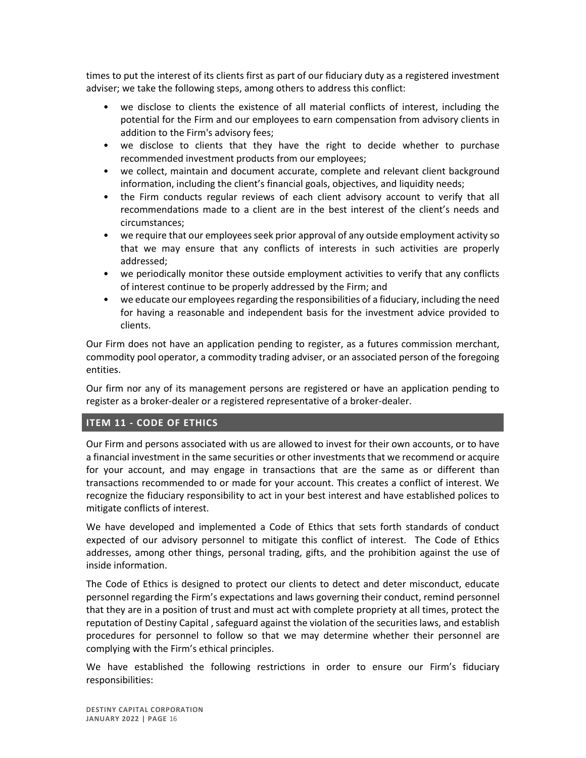times to put the interest of its clients first as part of our fiduciary duty as a registered investment adviser; we take the following steps, among others to address this conflict:

- we disclose to clients the existence of all material conflicts of interest, including the potential for the Firm and our employees to earn compensation from advisory clients in addition to the Firm's advisory fees;
- we disclose to clients that they have the right to decide whether to purchase recommended investment products from our employees;
- we collect, maintain and document accurate, complete and relevant client background information, including the client's financial goals, objectives, and liquidity needs;
- the Firm conducts regular reviews of each client advisory account to verify that all recommendations made to a client are in the best interest of the client's needs and circumstances;
- we require that our employees seek prior approval of any outside employment activity so that we may ensure that any conflicts of interests in such activities are properly addressed;
- we periodically monitor these outside employment activities to verify that any conflicts of interest continue to be properly addressed by the Firm; and
- we educate our employees regarding the responsibilities of a fiduciary, including the need for having a reasonable and independent basis for the investment advice provided to clients.

Our Firm does not have an application pending to register, as a futures commission merchant, commodity pool operator, a commodity trading adviser, or an associated person of the foregoing entities.

Our firm nor any of its management persons are registered or have an application pending to register as a broker-dealer or a registered representative of a broker-dealer.

## ITEM 11 - CODE OF ETHICS

Our Firm and persons associated with us are allowed to invest for their own accounts, or to have a financial investment in the same securities or other investments that we recommend or acquire for your account, and may engage in transactions that are the same as or different than transactions recommended to or made for your account. This creates a conflict of interest. We recognize the fiduciary responsibility to act in your best interest and have established polices to mitigate conflicts of interest.

We have developed and implemented a Code of Ethics that sets forth standards of conduct expected of our advisory personnel to mitigate this conflict of interest. The Code of Ethics addresses, among other things, personal trading, gifts, and the prohibition against the use of inside information.

The Code of Ethics is designed to protect our clients to detect and deter misconduct, educate personnel regarding the Firm's expectations and laws governing their conduct, remind personnel that they are in a position of trust and must act with complete propriety at all times, protect the reputation of Destiny Capital , safeguard against the violation of the securities laws, and establish procedures for personnel to follow so that we may determine whether their personnel are complying with the Firm's ethical principles.

We have established the following restrictions in order to ensure our Firm's fiduciary responsibilities: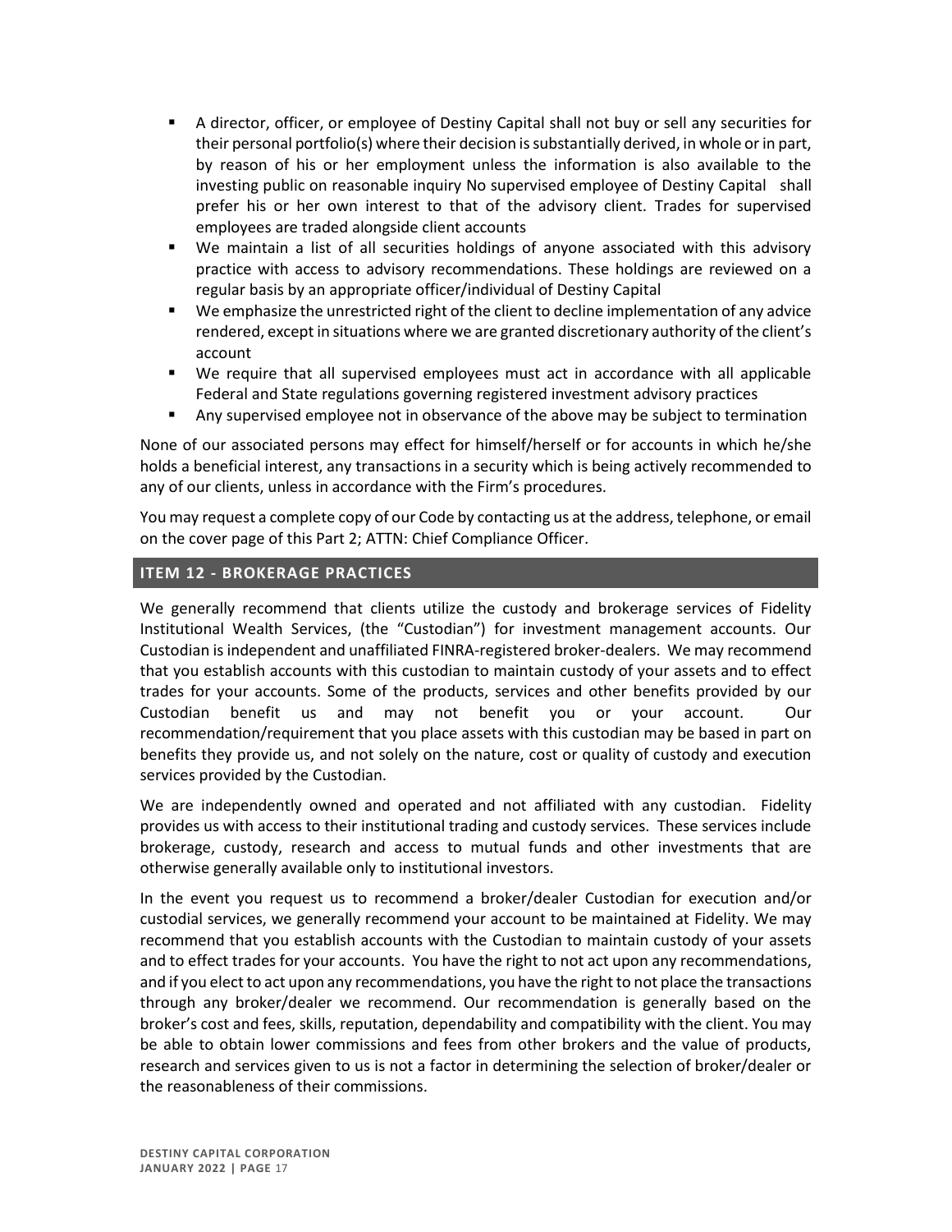- A director, officer, or employee of Destiny Capital shall not buy or sell any securities for their personal portfolio(s) where their decision is substantially derived, in whole or in part, by reason of his or her employment unless the information is also available to the investing public on reasonable inquiry No supervised employee of Destiny Capital shall prefer his or her own interest to that of the advisory client. Trades for supervised employees are traded alongside client accounts
- We maintain a list of all securities holdings of anyone associated with this advisory practice with access to advisory recommendations. These holdings are reviewed on a regular basis by an appropriate officer/individual of Destiny Capital
- We emphasize the unrestricted right of the client to decline implementation of any advice rendered, except in situations where we are granted discretionary authority of the client's account
- We require that all supervised employees must act in accordance with all applicable Federal and State regulations governing registered investment advisory practices
- Any supervised employee not in observance of the above may be subject to termination

None of our associated persons may effect for himself/herself or for accounts in which he/she holds a beneficial interest, any transactions in a security which is being actively recommended to any of our clients, unless in accordance with the Firm's procedures.

You may request a complete copy of our Code by contacting us at the address, telephone, or email on the cover page of this Part 2; ATTN: Chief Compliance Officer.

## ITEM 12 - BROKERAGE PRACTICES

We generally recommend that clients utilize the custody and brokerage services of Fidelity Institutional Wealth Services, (the "Custodian") for investment management accounts. Our Custodian is independent and unaffiliated FINRA-registered broker-dealers. We may recommend that you establish accounts with this custodian to maintain custody of your assets and to effect trades for your accounts. Some of the products, services and other benefits provided by our Custodian benefit us and may not benefit you or your account. Our recommendation/requirement that you place assets with this custodian may be based in part on benefits they provide us, and not solely on the nature, cost or quality of custody and execution services provided by the Custodian.

We are independently owned and operated and not affiliated with any custodian. Fidelity provides us with access to their institutional trading and custody services. These services include brokerage, custody, research and access to mutual funds and other investments that are otherwise generally available only to institutional investors.

In the event you request us to recommend a broker/dealer Custodian for execution and/or custodial services, we generally recommend your account to be maintained at Fidelity. We may recommend that you establish accounts with the Custodian to maintain custody of your assets and to effect trades for your accounts. You have the right to not act upon any recommendations, and if you elect to act upon any recommendations, you have the right to not place the transactions through any broker/dealer we recommend. Our recommendation is generally based on the broker's cost and fees, skills, reputation, dependability and compatibility with the client. You may be able to obtain lower commissions and fees from other brokers and the value of products, research and services given to us is not a factor in determining the selection of broker/dealer or the reasonableness of their commissions.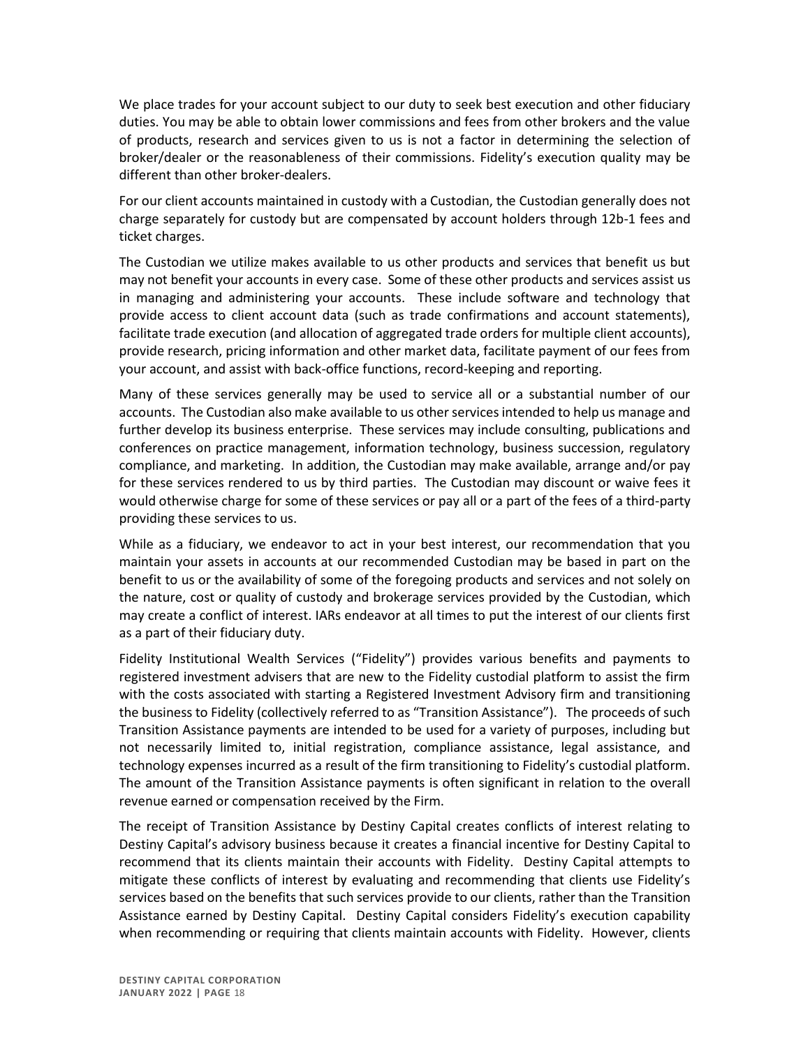We place trades for your account subject to our duty to seek best execution and other fiduciary duties. You may be able to obtain lower commissions and fees from other brokers and the value of products, research and services given to us is not a factor in determining the selection of broker/dealer or the reasonableness of their commissions. Fidelity's execution quality may be different than other broker-dealers.

For our client accounts maintained in custody with a Custodian, the Custodian generally does not charge separately for custody but are compensated by account holders through 12b-1 fees and ticket charges.

The Custodian we utilize makes available to us other products and services that benefit us but may not benefit your accounts in every case. Some of these other products and services assist us in managing and administering your accounts. These include software and technology that provide access to client account data (such as trade confirmations and account statements), facilitate trade execution (and allocation of aggregated trade orders for multiple client accounts), provide research, pricing information and other market data, facilitate payment of our fees from your account, and assist with back-office functions, record-keeping and reporting.

Many of these services generally may be used to service all or a substantial number of our accounts. The Custodian also make available to us other services intended to help us manage and further develop its business enterprise. These services may include consulting, publications and conferences on practice management, information technology, business succession, regulatory compliance, and marketing. In addition, the Custodian may make available, arrange and/or pay for these services rendered to us by third parties. The Custodian may discount or waive fees it would otherwise charge for some of these services or pay all or a part of the fees of a third-party providing these services to us.

While as a fiduciary, we endeavor to act in your best interest, our recommendation that you maintain your assets in accounts at our recommended Custodian may be based in part on the benefit to us or the availability of some of the foregoing products and services and not solely on the nature, cost or quality of custody and brokerage services provided by the Custodian, which may create a conflict of interest. IARs endeavor at all times to put the interest of our clients first as a part of their fiduciary duty.

Fidelity Institutional Wealth Services ("Fidelity") provides various benefits and payments to registered investment advisers that are new to the Fidelity custodial platform to assist the firm with the costs associated with starting a Registered Investment Advisory firm and transitioning the business to Fidelity (collectively referred to as "Transition Assistance"). The proceeds of such Transition Assistance payments are intended to be used for a variety of purposes, including but not necessarily limited to, initial registration, compliance assistance, legal assistance, and technology expenses incurred as a result of the firm transitioning to Fidelity's custodial platform. The amount of the Transition Assistance payments is often significant in relation to the overall revenue earned or compensation received by the Firm.

The receipt of Transition Assistance by Destiny Capital creates conflicts of interest relating to Destiny Capital's advisory business because it creates a financial incentive for Destiny Capital to recommend that its clients maintain their accounts with Fidelity. Destiny Capital attempts to mitigate these conflicts of interest by evaluating and recommending that clients use Fidelity's services based on the benefits that such services provide to our clients, rather than the Transition Assistance earned by Destiny Capital. Destiny Capital considers Fidelity's execution capability when recommending or requiring that clients maintain accounts with Fidelity. However, clients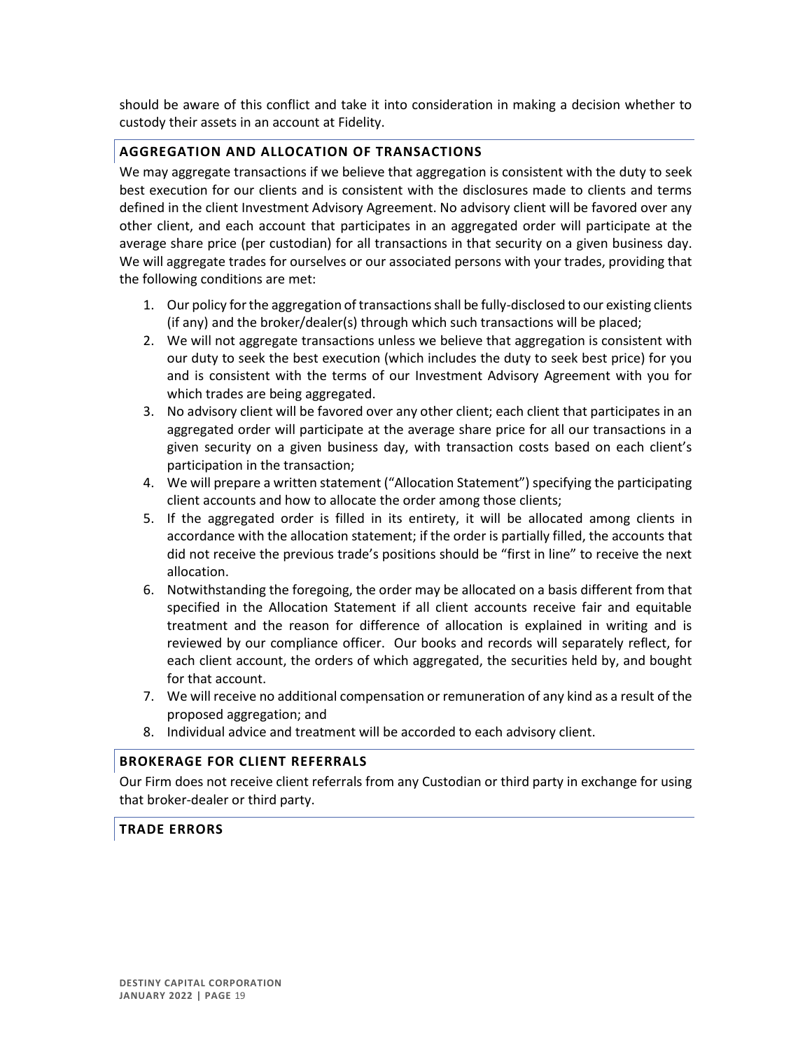should be aware of this conflict and take it into consideration in making a decision whether to custody their assets in an account at Fidelity.

## AGGREGATION AND ALLOCATION OF TRANSACTIONS

We may aggregate transactions if we believe that aggregation is consistent with the duty to seek best execution for our clients and is consistent with the disclosures made to clients and terms defined in the client Investment Advisory Agreement. No advisory client will be favored over any other client, and each account that participates in an aggregated order will participate at the average share price (per custodian) for all transactions in that security on a given business day. We will aggregate trades for ourselves or our associated persons with your trades, providing that the following conditions are met:

1. Our policy for the aggregation of transactions shall be fully-disclosed to our existing clients (if any) and the broker/dealer(s) through which such transactions will be placed;
2. We will not aggregate transactions unless we believe that aggregation is consistent with our duty to seek the best execution (which includes the duty to seek best price) for you and is consistent with the terms of our Investment Advisory Agreement with you for which trades are being aggregated.
3. No advisory client will be favored over any other client; each client that participates in an aggregated order will participate at the average share price for all our transactions in a given security on a given business day, with transaction costs based on each client's participation in the transaction;
4. We will prepare a written statement ("Allocation Statement") specifying the participating client accounts and how to allocate the order among those clients;
5. If the aggregated order is filled in its entirety, it will be allocated among clients in accordance with the allocation statement; if the order is partially filled, the accounts that did not receive the previous trade's positions should be "first in line" to receive the next allocation.
6. Notwithstanding the foregoing, the order may be allocated on a basis different from that specified in the Allocation Statement if all client accounts receive fair and equitable treatment and the reason for difference of allocation is explained in writing and is reviewed by our compliance officer. Our books and records will separately reflect, for each client account, the orders of which aggregated, the securities held by, and bought for that account.
7. We will receive no additional compensation or remuneration of any kind as a result of the proposed aggregation; and
8. Individual advice and treatment will be accorded to each advisory client.

## BROKERAGE FOR CLIENT REFERRALS

Our Firm does not receive client referrals from any Custodian or third party in exchange for using that broker-dealer or third party.

## TRADE ERRORS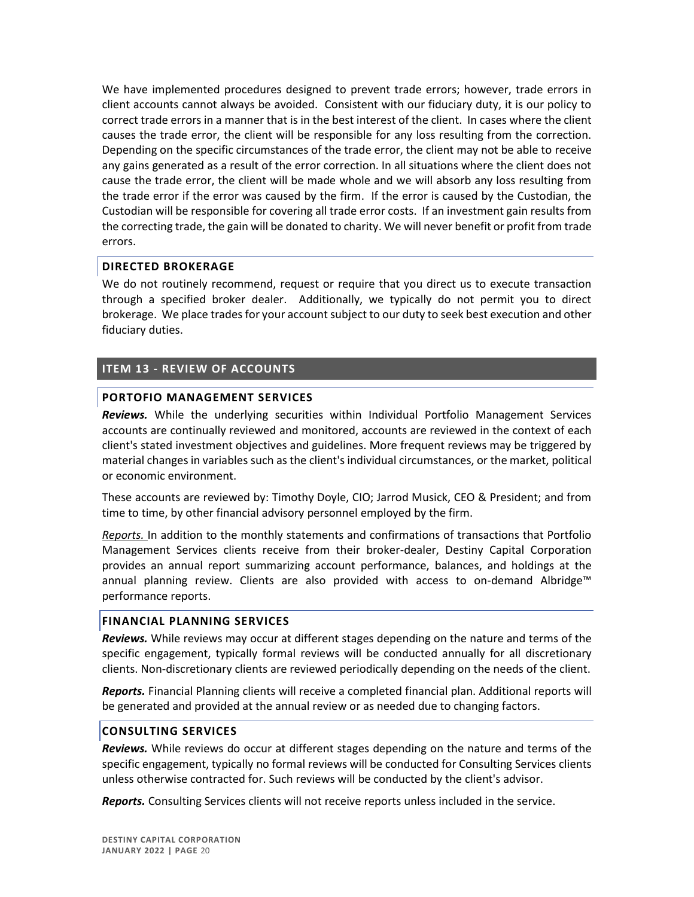We have implemented procedures designed to prevent trade errors; however, trade errors in client accounts cannot always be avoided. Consistent with our fiduciary duty, it is our policy to correct trade errors in a manner that is in the best interest of the client. In cases where the client causes the trade error, the client will be responsible for any loss resulting from the correction. Depending on the specific circumstances of the trade error, the client may not be able to receive any gains generated as a result of the error correction. In all situations where the client does not cause the trade error, the client will be made whole and we will absorb any loss resulting from the trade error if the error was caused by the firm. If the error is caused by the Custodian, the Custodian will be responsible for covering all trade error costs. If an investment gain results from the correcting trade, the gain will be donated to charity. We will never benefit or profit from trade errors.

### DIRECTED BROKERAGE

We do not routinely recommend, request or require that you direct us to execute transaction through a specified broker dealer. Additionally, we typically do not permit you to direct brokerage. We place trades for your account subject to our duty to seek best execution and other fiduciary duties.

## ITEM 13 - REVIEW OF ACCOUNTS

### PORTOFIO MANAGEMENT SERVICES

***Reviews.*** While the underlying securities within Individual Portfolio Management Services accounts are continually reviewed and monitored, accounts are reviewed in the context of each client's stated investment objectives and guidelines. More frequent reviews may be triggered by material changes in variables such as the client's individual circumstances, or the market, political or economic environment.

These accounts are reviewed by: Timothy Doyle, CIO; Jarrod Musick, CEO & President; and from time to time, by other financial advisory personnel employed by the firm.

*Reports.* In addition to the monthly statements and confirmations of transactions that Portfolio Management Services clients receive from their broker-dealer, Destiny Capital Corporation provides an annual report summarizing account performance, balances, and holdings at the annual planning review. Clients are also provided with access to on-demand Albridge™ performance reports.

### FINANCIAL PLANNING SERVICES

***Reviews.*** While reviews may occur at different stages depending on the nature and terms of the specific engagement, typically formal reviews will be conducted annually for all discretionary clients. Non-discretionary clients are reviewed periodically depending on the needs of the client.

***Reports.*** Financial Planning clients will receive a completed financial plan. Additional reports will be generated and provided at the annual review or as needed due to changing factors.

### CONSULTING SERVICES

***Reviews.*** While reviews do occur at different stages depending on the nature and terms of the specific engagement, typically no formal reviews will be conducted for Consulting Services clients unless otherwise contracted for. Such reviews will be conducted by the client's advisor.

***Reports.*** Consulting Services clients will not receive reports unless included in the service.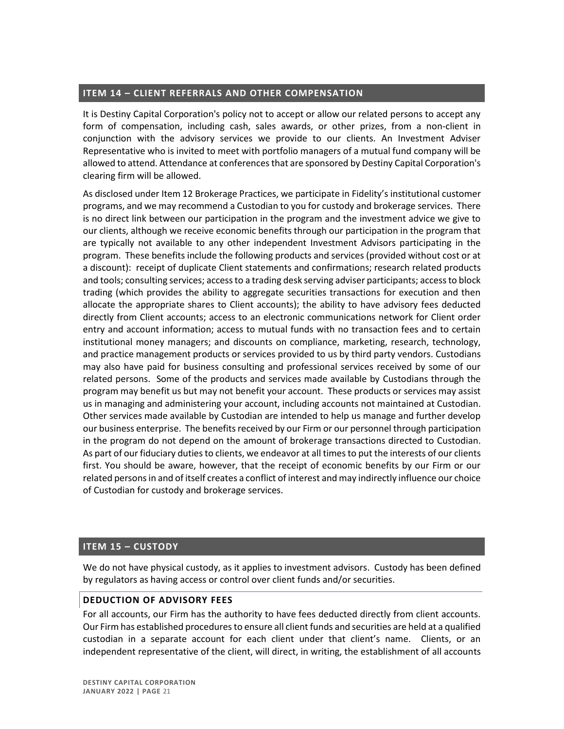## ITEM 14 – CLIENT REFERRALS AND OTHER COMPENSATION

It is Destiny Capital Corporation's policy not to accept or allow our related persons to accept any form of compensation, including cash, sales awards, or other prizes, from a non-client in conjunction with the advisory services we provide to our clients. An Investment Adviser Representative who is invited to meet with portfolio managers of a mutual fund company will be allowed to attend. Attendance at conferences that are sponsored by Destiny Capital Corporation's clearing firm will be allowed.

As disclosed under Item 12 Brokerage Practices, we participate in Fidelity's institutional customer programs, and we may recommend a Custodian to you for custody and brokerage services. There is no direct link between our participation in the program and the investment advice we give to our clients, although we receive economic benefits through our participation in the program that are typically not available to any other independent Investment Advisors participating in the program. These benefits include the following products and services (provided without cost or at a discount): receipt of duplicate Client statements and confirmations; research related products and tools; consulting services; access to a trading desk serving adviser participants; access to block trading (which provides the ability to aggregate securities transactions for execution and then allocate the appropriate shares to Client accounts); the ability to have advisory fees deducted directly from Client accounts; access to an electronic communications network for Client order entry and account information; access to mutual funds with no transaction fees and to certain institutional money managers; and discounts on compliance, marketing, research, technology, and practice management products or services provided to us by third party vendors. Custodians may also have paid for business consulting and professional services received by some of our related persons. Some of the products and services made available by Custodians through the program may benefit us but may not benefit your account. These products or services may assist us in managing and administering your account, including accounts not maintained at Custodian. Other services made available by Custodian are intended to help us manage and further develop our business enterprise. The benefits received by our Firm or our personnel through participation in the program do not depend on the amount of brokerage transactions directed to Custodian. As part of our fiduciary duties to clients, we endeavor at all times to put the interests of our clients first. You should be aware, however, that the receipt of economic benefits by our Firm or our related persons in and of itself creates a conflict of interest and may indirectly influence our choice of Custodian for custody and brokerage services.

## ITEM 15 – CUSTODY

We do not have physical custody, as it applies to investment advisors. Custody has been defined by regulators as having access or control over client funds and/or securities.

### DEDUCTION OF ADVISORY FEES

For all accounts, our Firm has the authority to have fees deducted directly from client accounts. Our Firm has established procedures to ensure all client funds and securities are held at a qualified custodian in a separate account for each client under that client's name. Clients, or an independent representative of the client, will direct, in writing, the establishment of all accounts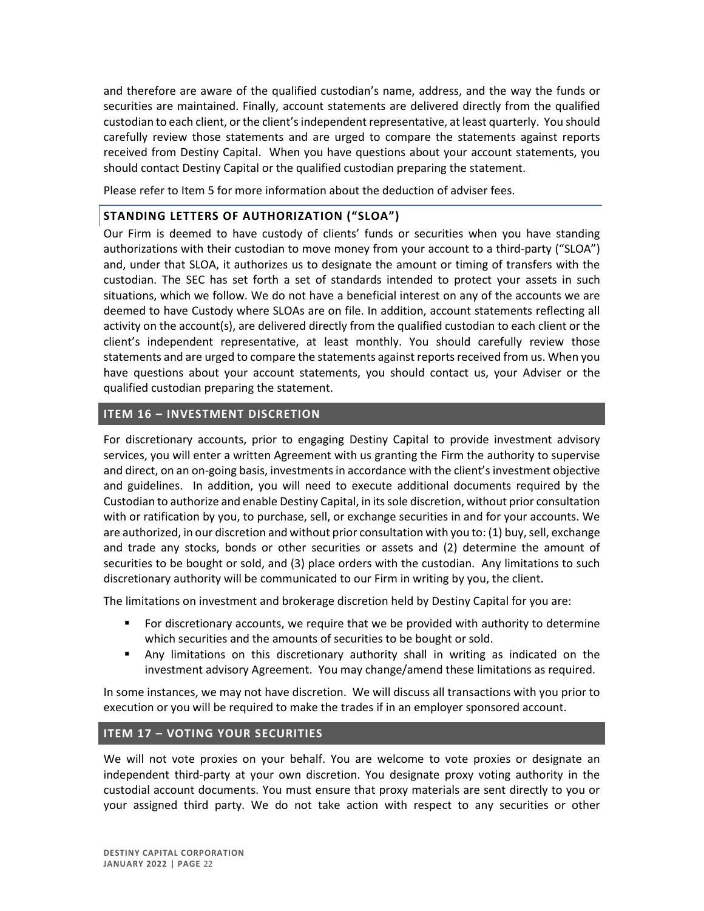and therefore are aware of the qualified custodian's name, address, and the way the funds or securities are maintained. Finally, account statements are delivered directly from the qualified custodian to each client, or the client's independent representative, at least quarterly. You should carefully review those statements and are urged to compare the statements against reports received from Destiny Capital. When you have questions about your account statements, you should contact Destiny Capital or the qualified custodian preparing the statement.

Please refer to Item 5 for more information about the deduction of adviser fees.

### STANDING LETTERS OF AUTHORIZATION ("SLOA")

Our Firm is deemed to have custody of clients' funds or securities when you have standing authorizations with their custodian to move money from your account to a third-party ("SLOA") and, under that SLOA, it authorizes us to designate the amount or timing of transfers with the custodian. The SEC has set forth a set of standards intended to protect your assets in such situations, which we follow. We do not have a beneficial interest on any of the accounts we are deemed to have Custody where SLOAs are on file. In addition, account statements reflecting all activity on the account(s), are delivered directly from the qualified custodian to each client or the client's independent representative, at least monthly. You should carefully review those statements and are urged to compare the statements against reports received from us. When you have questions about your account statements, you should contact us, your Adviser or the qualified custodian preparing the statement.

## ITEM 16 – INVESTMENT DISCRETION

For discretionary accounts, prior to engaging Destiny Capital to provide investment advisory services, you will enter a written Agreement with us granting the Firm the authority to supervise and direct, on an on-going basis, investments in accordance with the client's investment objective and guidelines. In addition, you will need to execute additional documents required by the Custodian to authorize and enable Destiny Capital, in its sole discretion, without prior consultation with or ratification by you, to purchase, sell, or exchange securities in and for your accounts. We are authorized, in our discretion and without prior consultation with you to: (1) buy, sell, exchange and trade any stocks, bonds or other securities or assets and (2) determine the amount of securities to be bought or sold, and (3) place orders with the custodian. Any limitations to such discretionary authority will be communicated to our Firm in writing by you, the client.

The limitations on investment and brokerage discretion held by Destiny Capital for you are:

- For discretionary accounts, we require that we be provided with authority to determine which securities and the amounts of securities to be bought or sold.
- Any limitations on this discretionary authority shall in writing as indicated on the investment advisory Agreement. You may change/amend these limitations as required.

In some instances, we may not have discretion. We will discuss all transactions with you prior to execution or you will be required to make the trades if in an employer sponsored account.

## ITEM 17 – VOTING YOUR SECURITIES

We will not vote proxies on your behalf. You are welcome to vote proxies or designate an independent third-party at your own discretion. You designate proxy voting authority in the custodial account documents. You must ensure that proxy materials are sent directly to you or your assigned third party. We do not take action with respect to any securities or other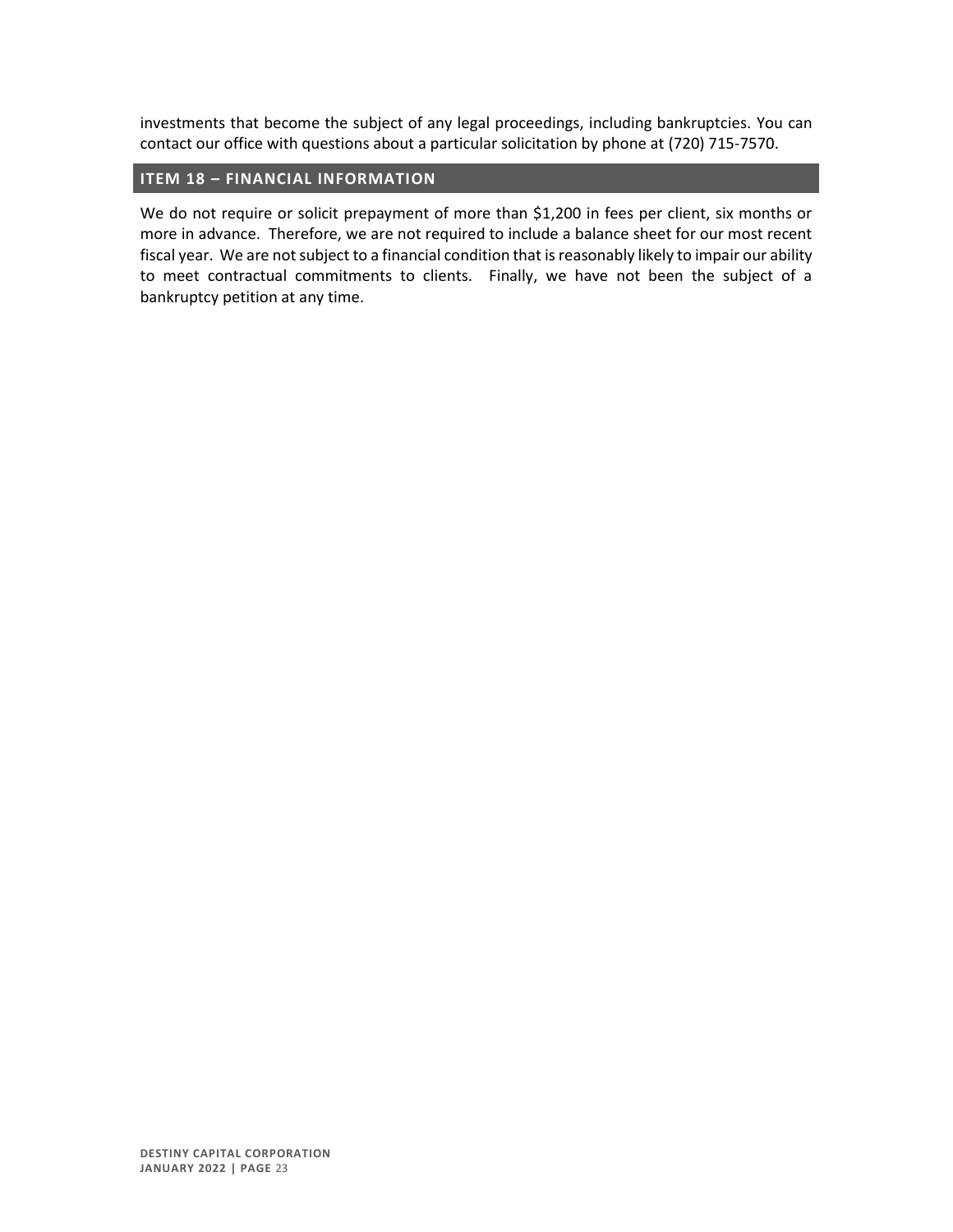investments that become the subject of any legal proceedings, including bankruptcies. You can contact our office with questions about a particular solicitation by phone at (720) 715-7570.

## ITEM 18 – FINANCIAL INFORMATION

We do not require or solicit prepayment of more than $1,200 in fees per client, six months or more in advance. Therefore, we are not required to include a balance sheet for our most recent fiscal year. We are not subject to a financial condition that is reasonably likely to impair our ability to meet contractual commitments to clients. Finally, we have not been the subject of a bankruptcy petition at any time.